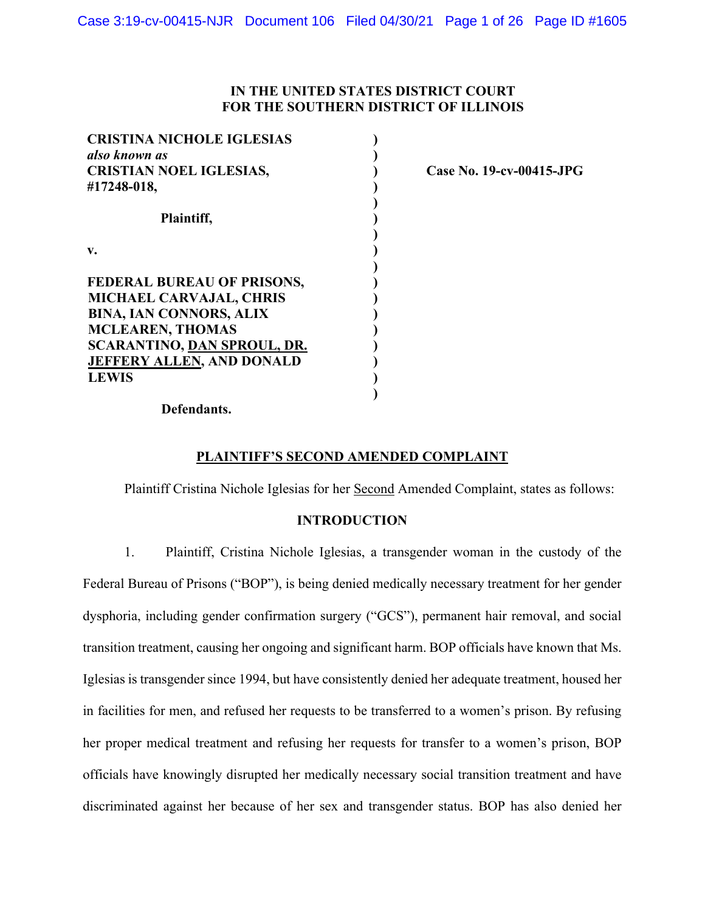**IN THE UNITED STATES DISTRICT COURT**
**FOR THE SOUTHERN DISTRICT OF ILLINOIS**

| | | |
|---|---|---|
| **CRISTINA NICHOLE IGLESIAS** *also known as* **CRISTIAN NOEL IGLESIAS, #17248-018,** | ) | **Case No. 19-cv-00415-JPG** |
| **Plaintiff,** | ) | |
| **v.** | ) | |
| **FEDERAL BUREAU OF PRISONS, MICHAEL CARVAJAL, CHRIS BINA, IAN CONNORS, ALIX MCLEAREN, THOMAS SCARANTINO, <u>DAN SPROUL, DR. JEFFERY ALLEN</u>, AND DONALD LEWIS** | ) | |
| **Defendants.** | | |

## <u>PLAINTIFF'S SECOND AMENDED COMPLAINT</u>

Plaintiff Cristina Nichole Iglesias for her <u>Second</u> Amended Complaint, states as follows:

### INTRODUCTION

1. Plaintiff, Cristina Nichole Iglesias, a transgender woman in the custody of the Federal Bureau of Prisons ("BOP"), is being denied medically necessary treatment for her gender dysphoria, including gender confirmation surgery ("GCS"), permanent hair removal, and social transition treatment, causing her ongoing and significant harm. BOP officials have known that Ms. Iglesias is transgender since 1994, but have consistently denied her adequate treatment, housed her in facilities for men, and refused her requests to be transferred to a women's prison. By refusing her proper medical treatment and refusing her requests for transfer to a women's prison, BOP officials have knowingly disrupted her medically necessary social transition treatment and have discriminated against her because of her sex and transgender status. BOP has also denied her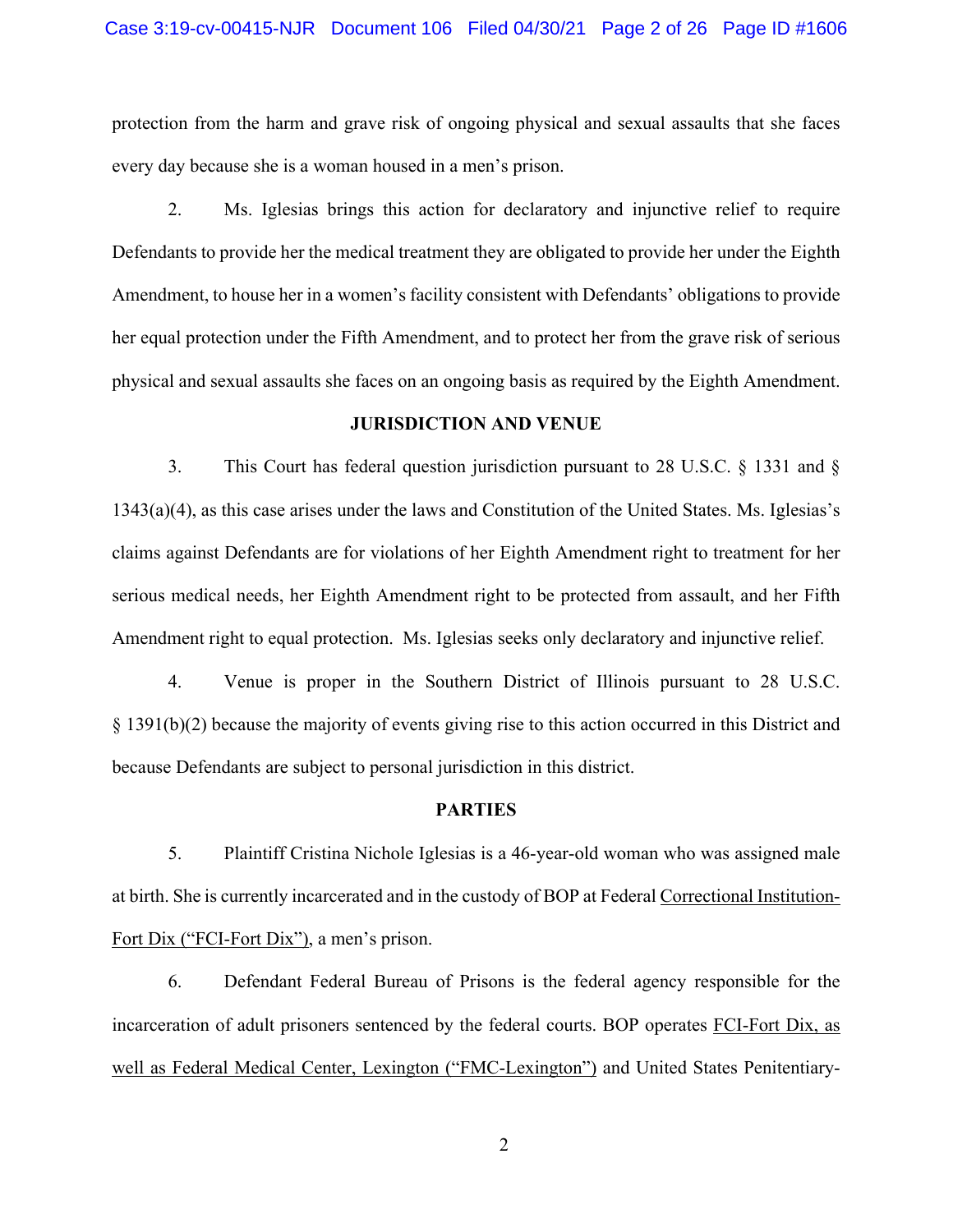protection from the harm and grave risk of ongoing physical and sexual assaults that she faces every day because she is a woman housed in a men's prison.

2. Ms. Iglesias brings this action for declaratory and injunctive relief to require Defendants to provide her the medical treatment they are obligated to provide her under the Eighth Amendment, to house her in a women's facility consistent with Defendants' obligations to provide her equal protection under the Fifth Amendment, and to protect her from the grave risk of serious physical and sexual assaults she faces on an ongoing basis as required by the Eighth Amendment.

## JURISDICTION AND VENUE

3. This Court has federal question jurisdiction pursuant to 28 U.S.C. § 1331 and § 1343(a)(4), as this case arises under the laws and Constitution of the United States. Ms. Iglesias's claims against Defendants are for violations of her Eighth Amendment right to treatment for her serious medical needs, her Eighth Amendment right to be protected from assault, and her Fifth Amendment right to equal protection. Ms. Iglesias seeks only declaratory and injunctive relief.

4. Venue is proper in the Southern District of Illinois pursuant to 28 U.S.C. § 1391(b)(2) because the majority of events giving rise to this action occurred in this District and because Defendants are subject to personal jurisdiction in this district.

## PARTIES

5. Plaintiff Cristina Nichole Iglesias is a 46-year-old woman who was assigned male at birth. She is currently incarcerated and in the custody of BOP at Federal Correctional Institution-Fort Dix ("FCI-Fort Dix"), a men's prison.

6. Defendant Federal Bureau of Prisons is the federal agency responsible for the incarceration of adult prisoners sentenced by the federal courts. BOP operates FCI-Fort Dix, as well as Federal Medical Center, Lexington ("FMC-Lexington") and United States Penitentiary-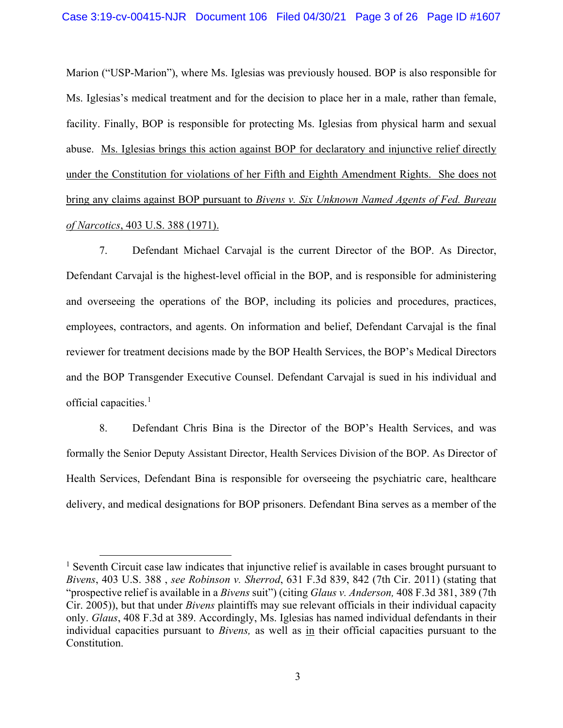Marion ("USP-Marion"), where Ms. Iglesias was previously housed. BOP is also responsible for Ms. Iglesias's medical treatment and for the decision to place her in a male, rather than female, facility. Finally, BOP is responsible for protecting Ms. Iglesias from physical harm and sexual abuse. <u>Ms. Iglesias brings this action against BOP for declaratory and injunctive relief directly under the Constitution for violations of her Fifth and Eighth Amendment Rights. She does not bring any claims against BOP pursuant to *Bivens v. Six Unknown Named Agents of Fed. Bureau of Narcotics*, 403 U.S. 388 (1971).</u>

7. Defendant Michael Carvajal is the current Director of the BOP. As Director, Defendant Carvajal is the highest-level official in the BOP, and is responsible for administering and overseeing the operations of the BOP, including its policies and procedures, practices, employees, contractors, and agents. On information and belief, Defendant Carvajal is the final reviewer for treatment decisions made by the BOP Health Services, the BOP's Medical Directors and the BOP Transgender Executive Counsel. Defendant Carvajal is sued in his individual and official capacities.[1]

8. Defendant Chris Bina is the Director of the BOP's Health Services, and was formally the Senior Deputy Assistant Director, Health Services Division of the BOP. As Director of Health Services, Defendant Bina is responsible for overseeing the psychiatric care, healthcare delivery, and medical designations for BOP prisoners. Defendant Bina serves as a member of the

---

[1] Seventh Circuit case law indicates that injunctive relief is available in cases brought pursuant to *Bivens*, 403 U.S. 388 , *see Robinson v. Sherrod*, 631 F.3d 839, 842 (7th Cir. 2011) (stating that "prospective relief is available in a *Bivens* suit") (citing *Glaus v. Anderson,* 408 F.3d 381, 389 (7th Cir. 2005)), but that under *Bivens* plaintiffs may sue relevant officials in their individual capacity only. *Glaus*, 408 F.3d at 389. Accordingly, Ms. Iglesias has named individual defendants in their individual capacities pursuant to *Bivens,* as well as <u>in</u> their official capacities pursuant to the Constitution.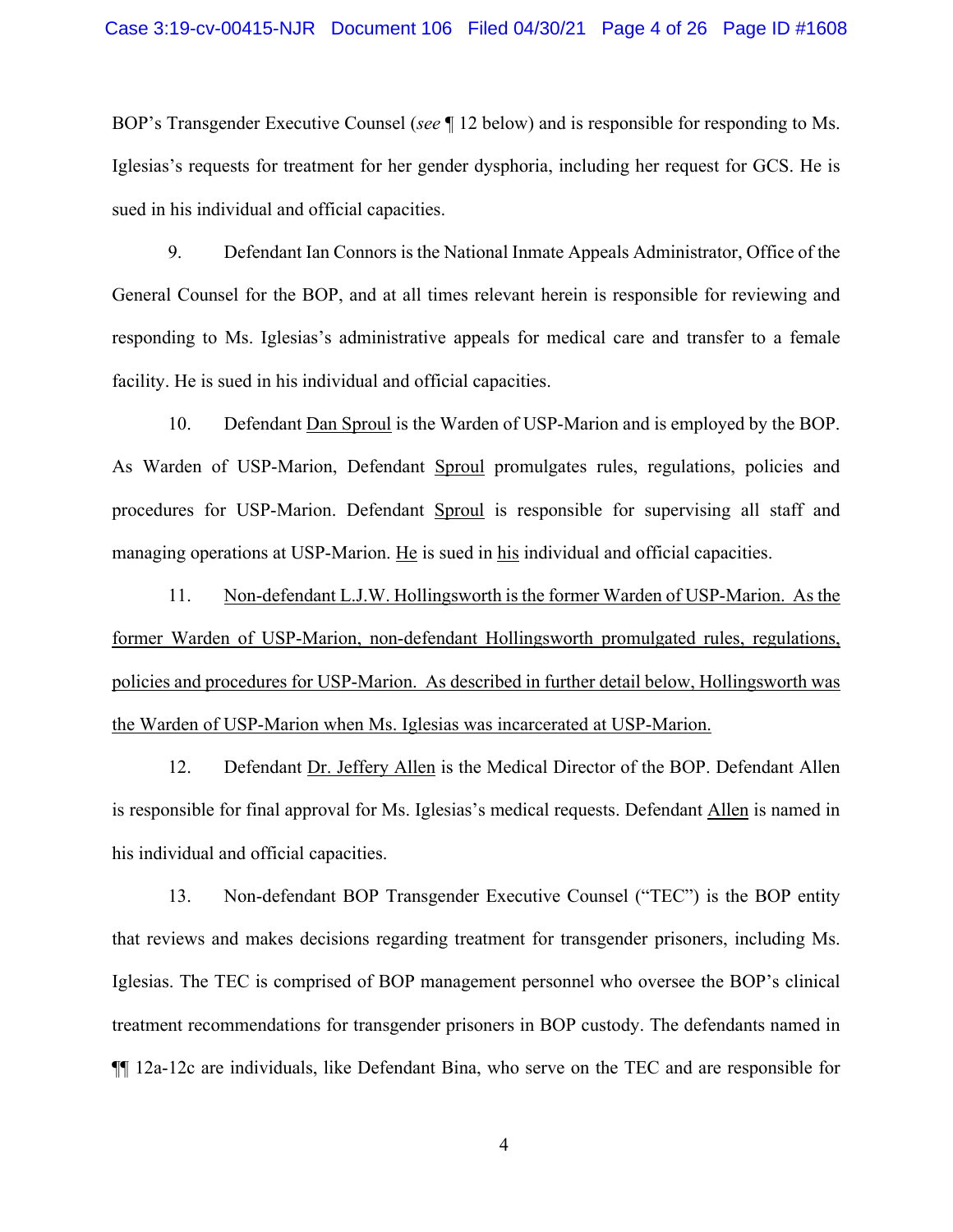BOP's Transgender Executive Counsel (*see* ¶ 12 below) and is responsible for responding to Ms. Iglesias's requests for treatment for her gender dysphoria, including her request for GCS. He is sued in his individual and official capacities.

9. Defendant Ian Connors is the National Inmate Appeals Administrator, Office of the General Counsel for the BOP, and at all times relevant herein is responsible for reviewing and responding to Ms. Iglesias's administrative appeals for medical care and transfer to a female facility. He is sued in his individual and official capacities.

10. Defendant <u>Dan Sproul</u> is the Warden of USP-Marion and is employed by the BOP. As Warden of USP-Marion, Defendant <u>Sproul</u> promulgates rules, regulations, policies and procedures for USP-Marion. Defendant <u>Sproul</u> is responsible for supervising all staff and managing operations at USP-Marion. <u>He</u> is sued in <u>his</u> individual and official capacities.

11. <u>Non-defendant L.J.W. Hollingsworth is the former Warden of USP-Marion. As the former Warden of USP-Marion, non-defendant Hollingsworth promulgated rules, regulations, policies and procedures for USP-Marion. As described in further detail below, Hollingsworth was the Warden of USP-Marion when Ms. Iglesias was incarcerated at USP-Marion.</u>

12. Defendant <u>Dr. Jeffery Allen</u> is the Medical Director of the BOP. Defendant Allen is responsible for final approval for Ms. Iglesias's medical requests. Defendant <u>Allen</u> is named in his individual and official capacities.

13. Non-defendant BOP Transgender Executive Counsel ("TEC") is the BOP entity that reviews and makes decisions regarding treatment for transgender prisoners, including Ms. Iglesias. The TEC is comprised of BOP management personnel who oversee the BOP's clinical treatment recommendations for transgender prisoners in BOP custody. The defendants named in ¶¶ 12a-12c are individuals, like Defendant Bina, who serve on the TEC and are responsible for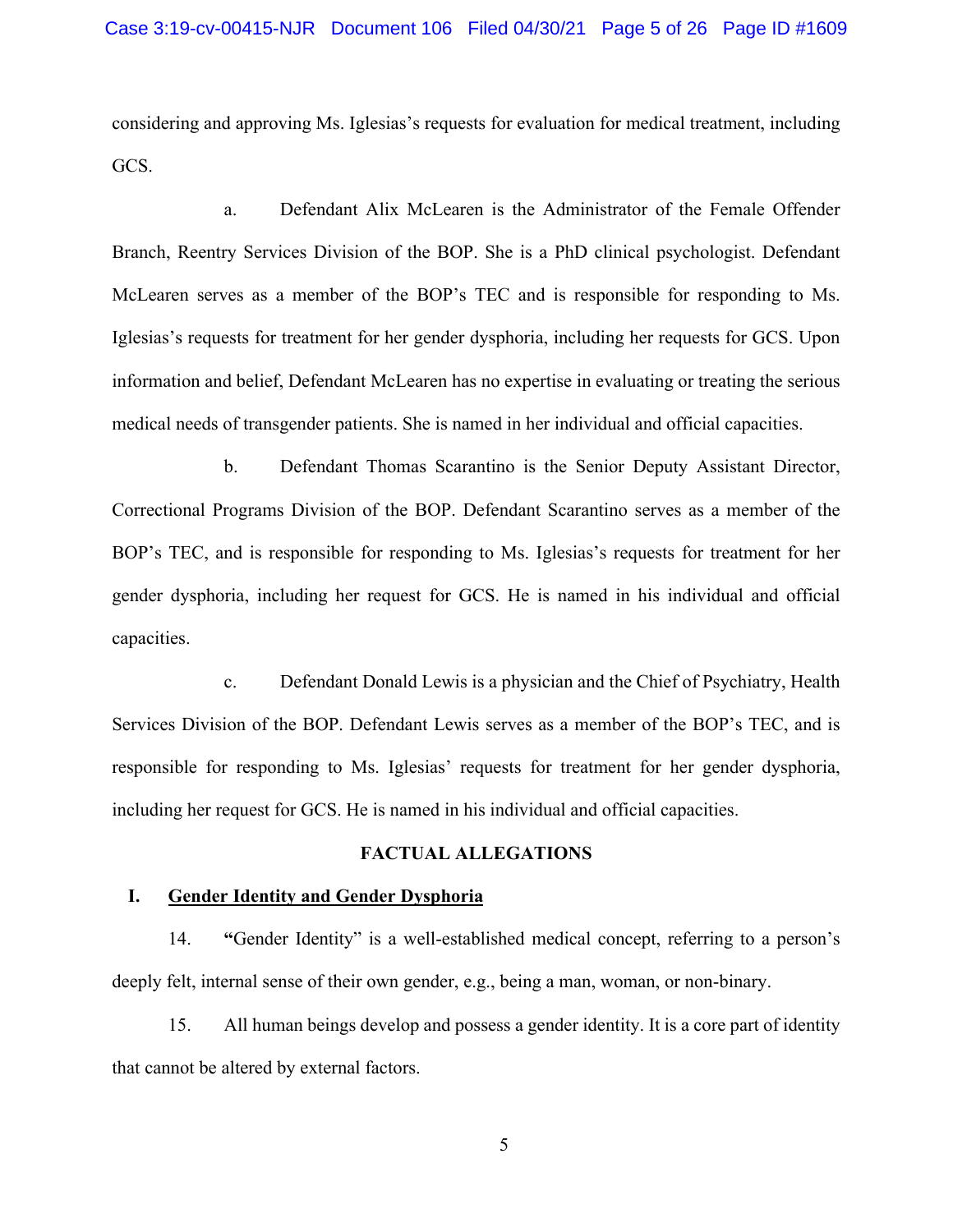considering and approving Ms. Iglesias's requests for evaluation for medical treatment, including GCS.

a. Defendant Alix McLearen is the Administrator of the Female Offender Branch, Reentry Services Division of the BOP. She is a PhD clinical psychologist. Defendant McLearen serves as a member of the BOP's TEC and is responsible for responding to Ms. Iglesias's requests for treatment for her gender dysphoria, including her requests for GCS. Upon information and belief, Defendant McLearen has no expertise in evaluating or treating the serious medical needs of transgender patients. She is named in her individual and official capacities.

b. Defendant Thomas Scarantino is the Senior Deputy Assistant Director, Correctional Programs Division of the BOP. Defendant Scarantino serves as a member of the BOP's TEC, and is responsible for responding to Ms. Iglesias's requests for treatment for her gender dysphoria, including her request for GCS. He is named in his individual and official capacities.

c. Defendant Donald Lewis is a physician and the Chief of Psychiatry, Health Services Division of the BOP. Defendant Lewis serves as a member of the BOP's TEC, and is responsible for responding to Ms. Iglesias' requests for treatment for her gender dysphoria, including her request for GCS. He is named in his individual and official capacities.

## FACTUAL ALLEGATIONS

### I. Gender Identity and Gender Dysphoria

14. **"**Gender Identity" is a well-established medical concept, referring to a person's deeply felt, internal sense of their own gender, e.g., being a man, woman, or non-binary.

15. All human beings develop and possess a gender identity. It is a core part of identity that cannot be altered by external factors.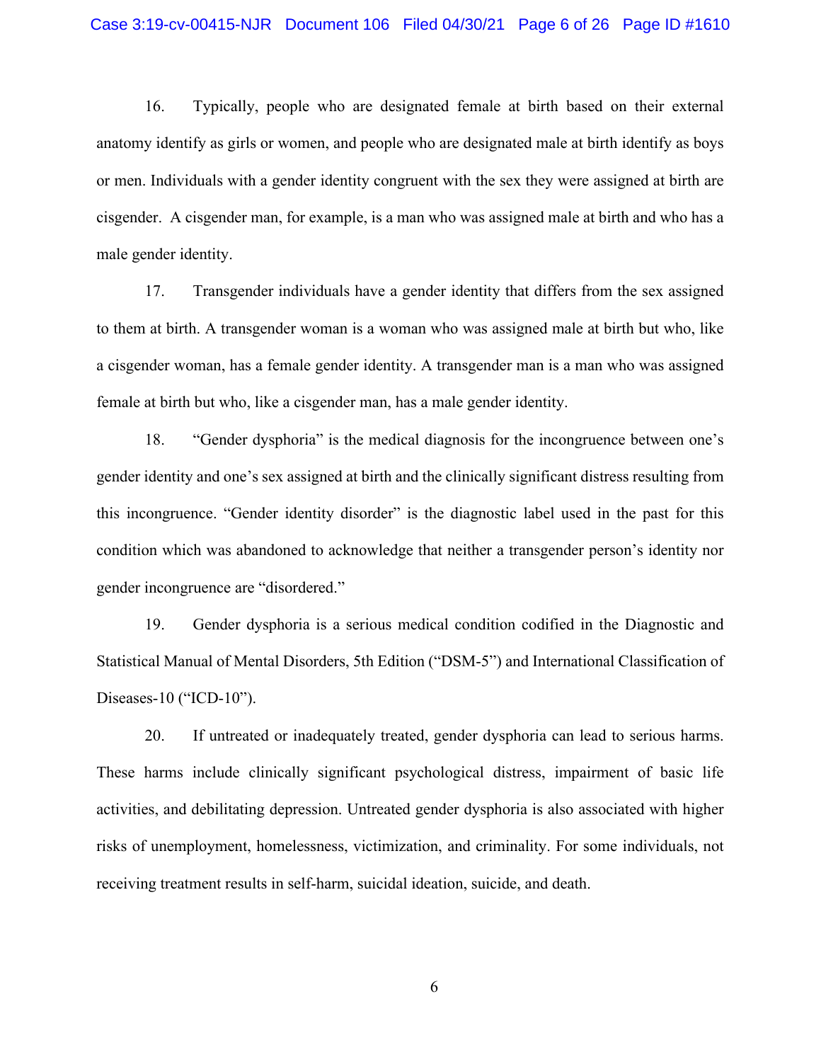16. Typically, people who are designated female at birth based on their external anatomy identify as girls or women, and people who are designated male at birth identify as boys or men. Individuals with a gender identity congruent with the sex they were assigned at birth are cisgender. A cisgender man, for example, is a man who was assigned male at birth and who has a male gender identity.

17. Transgender individuals have a gender identity that differs from the sex assigned to them at birth. A transgender woman is a woman who was assigned male at birth but who, like a cisgender woman, has a female gender identity. A transgender man is a man who was assigned female at birth but who, like a cisgender man, has a male gender identity.

18. "Gender dysphoria" is the medical diagnosis for the incongruence between one's gender identity and one's sex assigned at birth and the clinically significant distress resulting from this incongruence. "Gender identity disorder" is the diagnostic label used in the past for this condition which was abandoned to acknowledge that neither a transgender person's identity nor gender incongruence are "disordered."

19. Gender dysphoria is a serious medical condition codified in the Diagnostic and Statistical Manual of Mental Disorders, 5th Edition ("DSM-5") and International Classification of Diseases-10 ("ICD-10").

20. If untreated or inadequately treated, gender dysphoria can lead to serious harms. These harms include clinically significant psychological distress, impairment of basic life activities, and debilitating depression. Untreated gender dysphoria is also associated with higher risks of unemployment, homelessness, victimization, and criminality. For some individuals, not receiving treatment results in self-harm, suicidal ideation, suicide, and death.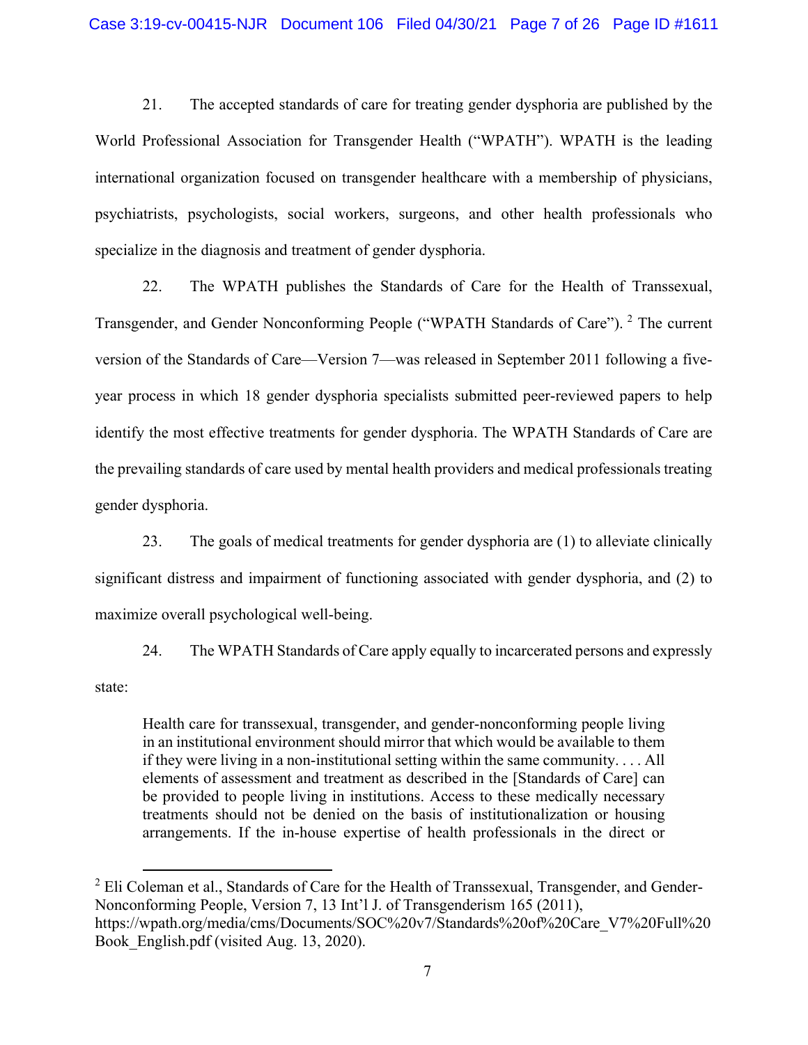21. The accepted standards of care for treating gender dysphoria are published by the World Professional Association for Transgender Health ("WPATH"). WPATH is the leading international organization focused on transgender healthcare with a membership of physicians, psychiatrists, psychologists, social workers, surgeons, and other health professionals who specialize in the diagnosis and treatment of gender dysphoria.

22. The WPATH publishes the Standards of Care for the Health of Transsexual, Transgender, and Gender Nonconforming People ("WPATH Standards of Care").[2] The current version of the Standards of Care—Version 7—was released in September 2011 following a five-year process in which 18 gender dysphoria specialists submitted peer-reviewed papers to help identify the most effective treatments for gender dysphoria. The WPATH Standards of Care are the prevailing standards of care used by mental health providers and medical professionals treating gender dysphoria.

23. The goals of medical treatments for gender dysphoria are (1) to alleviate clinically significant distress and impairment of functioning associated with gender dysphoria, and (2) to maximize overall psychological well-being.

24. The WPATH Standards of Care apply equally to incarcerated persons and expressly state:

> Health care for transsexual, transgender, and gender-nonconforming people living in an institutional environment should mirror that which would be available to them if they were living in a non-institutional setting within the same community. . . . All elements of assessment and treatment as described in the [Standards of Care] can be provided to people living in institutions. Access to these medically necessary treatments should not be denied on the basis of institutionalization or housing arrangements. If the in-house expertise of health professionals in the direct or

---

[2] Eli Coleman et al., Standards of Care for the Health of Transsexual, Transgender, and Gender-Nonconforming People, Version 7, 13 Int'l J. of Transgenderism 165 (2011), https://wpath.org/media/cms/Documents/SOC%20v7/Standards%20of%20Care_V7%20Full%20Book_English.pdf (visited Aug. 13, 2020).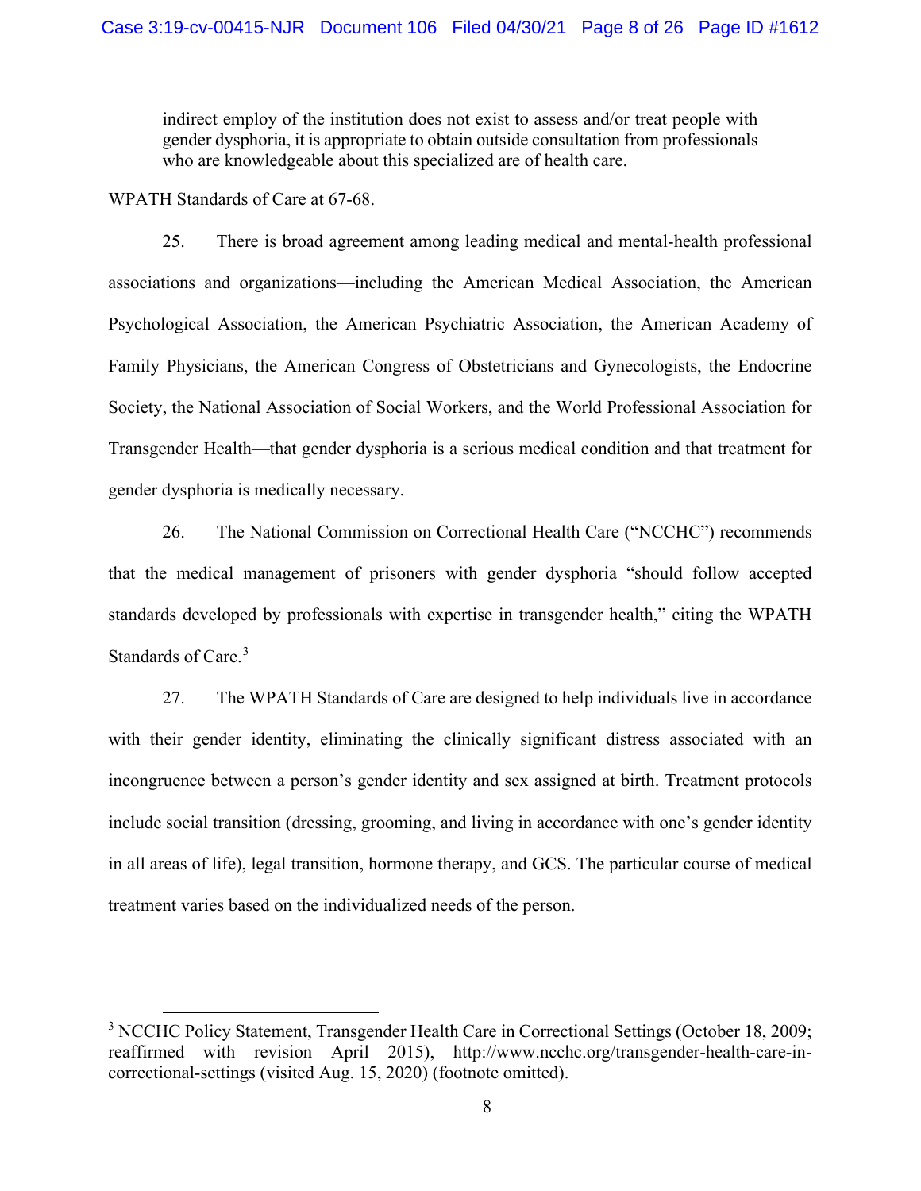> indirect employ of the institution does not exist to assess and/or treat people with gender dysphoria, it is appropriate to obtain outside consultation from professionals who are knowledgeable about this specialized are of health care.

WPATH Standards of Care at 67-68.

25. There is broad agreement among leading medical and mental-health professional associations and organizations—including the American Medical Association, the American Psychological Association, the American Psychiatric Association, the American Academy of Family Physicians, the American Congress of Obstetricians and Gynecologists, the Endocrine Society, the National Association of Social Workers, and the World Professional Association for Transgender Health—that gender dysphoria is a serious medical condition and that treatment for gender dysphoria is medically necessary.

26. The National Commission on Correctional Health Care ("NCCHC") recommends that the medical management of prisoners with gender dysphoria "should follow accepted standards developed by professionals with expertise in transgender health," citing the WPATH Standards of Care.[3]

27. The WPATH Standards of Care are designed to help individuals live in accordance with their gender identity, eliminating the clinically significant distress associated with an incongruence between a person's gender identity and sex assigned at birth. Treatment protocols include social transition (dressing, grooming, and living in accordance with one's gender identity in all areas of life), legal transition, hormone therapy, and GCS. The particular course of medical treatment varies based on the individualized needs of the person.

---

[3] NCCHC Policy Statement, Transgender Health Care in Correctional Settings (October 18, 2009; reaffirmed with revision April 2015), http://www.ncchc.org/transgender-health-care-in-correctional-settings (visited Aug. 15, 2020) (footnote omitted).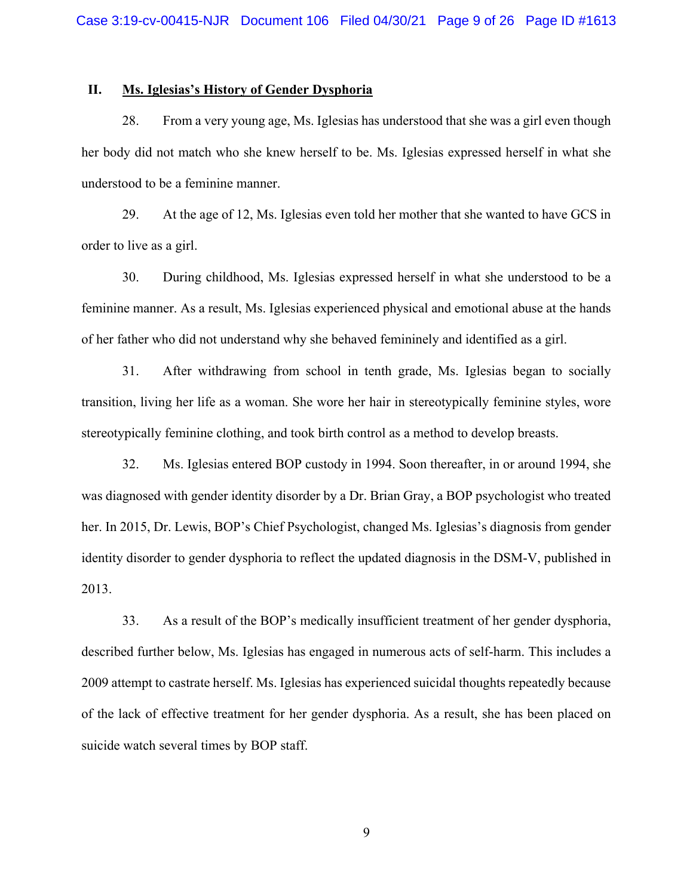## II. Ms. Iglesias's History of Gender Dysphoria

28. From a very young age, Ms. Iglesias has understood that she was a girl even though her body did not match who she knew herself to be. Ms. Iglesias expressed herself in what she understood to be a feminine manner.

29. At the age of 12, Ms. Iglesias even told her mother that she wanted to have GCS in order to live as a girl.

30. During childhood, Ms. Iglesias expressed herself in what she understood to be a feminine manner. As a result, Ms. Iglesias experienced physical and emotional abuse at the hands of her father who did not understand why she behaved femininely and identified as a girl.

31. After withdrawing from school in tenth grade, Ms. Iglesias began to socially transition, living her life as a woman. She wore her hair in stereotypically feminine styles, wore stereotypically feminine clothing, and took birth control as a method to develop breasts.

32. Ms. Iglesias entered BOP custody in 1994. Soon thereafter, in or around 1994, she was diagnosed with gender identity disorder by a Dr. Brian Gray, a BOP psychologist who treated her. In 2015, Dr. Lewis, BOP's Chief Psychologist, changed Ms. Iglesias's diagnosis from gender identity disorder to gender dysphoria to reflect the updated diagnosis in the DSM-V, published in 2013.

33. As a result of the BOP's medically insufficient treatment of her gender dysphoria, described further below, Ms. Iglesias has engaged in numerous acts of self-harm. This includes a 2009 attempt to castrate herself. Ms. Iglesias has experienced suicidal thoughts repeatedly because of the lack of effective treatment for her gender dysphoria. As a result, she has been placed on suicide watch several times by BOP staff.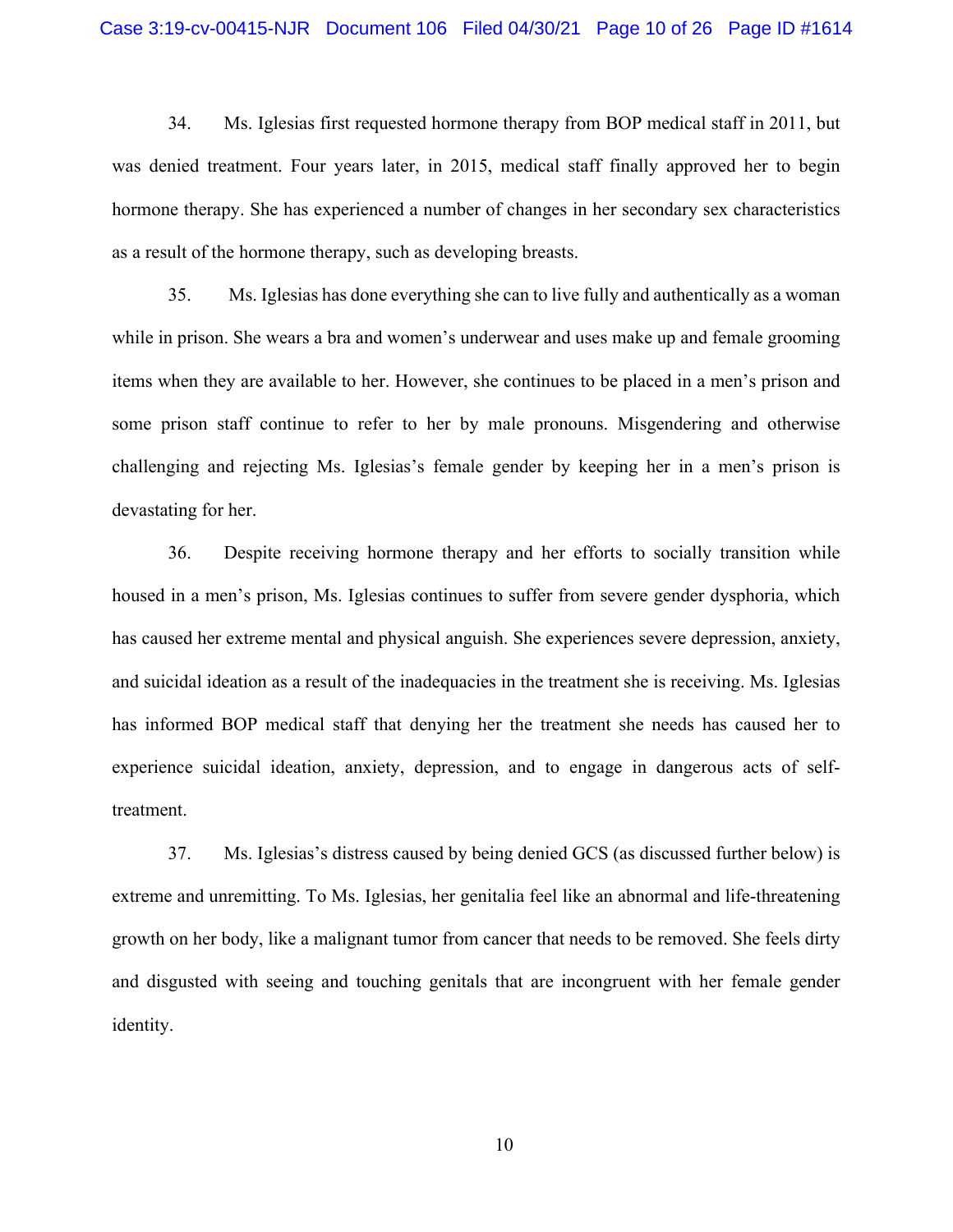34. Ms. Iglesias first requested hormone therapy from BOP medical staff in 2011, but was denied treatment. Four years later, in 2015, medical staff finally approved her to begin hormone therapy. She has experienced a number of changes in her secondary sex characteristics as a result of the hormone therapy, such as developing breasts.

35. Ms. Iglesias has done everything she can to live fully and authentically as a woman while in prison. She wears a bra and women's underwear and uses make up and female grooming items when they are available to her. However, she continues to be placed in a men's prison and some prison staff continue to refer to her by male pronouns. Misgendering and otherwise challenging and rejecting Ms. Iglesias's female gender by keeping her in a men's prison is devastating for her.

36. Despite receiving hormone therapy and her efforts to socially transition while housed in a men's prison, Ms. Iglesias continues to suffer from severe gender dysphoria, which has caused her extreme mental and physical anguish. She experiences severe depression, anxiety, and suicidal ideation as a result of the inadequacies in the treatment she is receiving. Ms. Iglesias has informed BOP medical staff that denying her the treatment she needs has caused her to experience suicidal ideation, anxiety, depression, and to engage in dangerous acts of self-treatment.

37. Ms. Iglesias's distress caused by being denied GCS (as discussed further below) is extreme and unremitting. To Ms. Iglesias, her genitalia feel like an abnormal and life-threatening growth on her body, like a malignant tumor from cancer that needs to be removed. She feels dirty and disgusted with seeing and touching genitals that are incongruent with her female gender identity.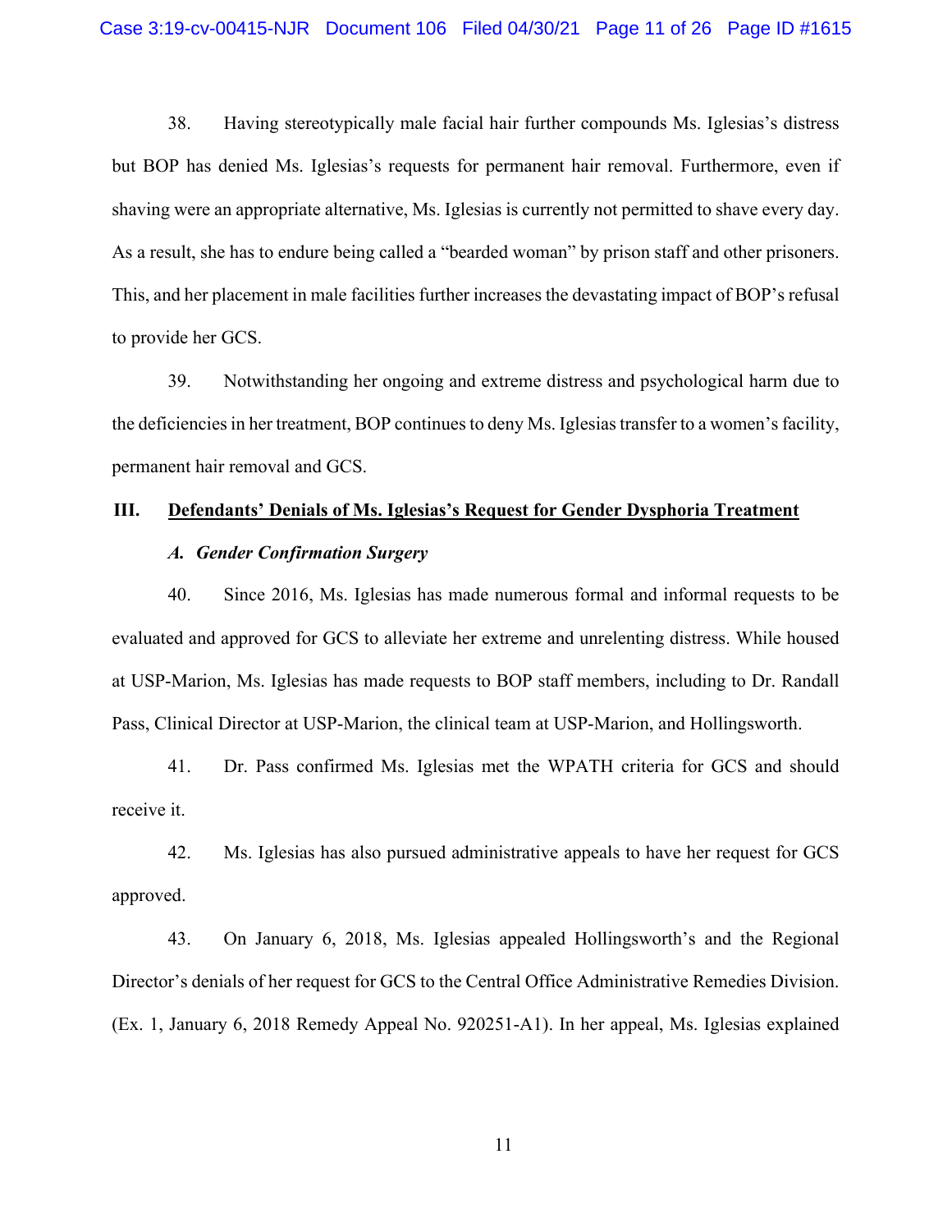38. Having stereotypically male facial hair further compounds Ms. Iglesias's distress but BOP has denied Ms. Iglesias's requests for permanent hair removal. Furthermore, even if shaving were an appropriate alternative, Ms. Iglesias is currently not permitted to shave every day. As a result, she has to endure being called a "bearded woman" by prison staff and other prisoners. This, and her placement in male facilities further increases the devastating impact of BOP's refusal to provide her GCS.

39. Notwithstanding her ongoing and extreme distress and psychological harm due to the deficiencies in her treatment, BOP continues to deny Ms. Iglesias transfer to a women's facility, permanent hair removal and GCS.

## III. Defendants' Denials of Ms. Iglesias's Request for Gender Dysphoria Treatment

### *A. Gender Confirmation Surgery*

40. Since 2016, Ms. Iglesias has made numerous formal and informal requests to be evaluated and approved for GCS to alleviate her extreme and unrelenting distress. While housed at USP-Marion, Ms. Iglesias has made requests to BOP staff members, including to Dr. Randall Pass, Clinical Director at USP-Marion, the clinical team at USP-Marion, and Hollingsworth.

41. Dr. Pass confirmed Ms. Iglesias met the WPATH criteria for GCS and should receive it.

42. Ms. Iglesias has also pursued administrative appeals to have her request for GCS approved.

43. On January 6, 2018, Ms. Iglesias appealed Hollingsworth's and the Regional Director's denials of her request for GCS to the Central Office Administrative Remedies Division. (Ex. 1, January 6, 2018 Remedy Appeal No. 920251-A1). In her appeal, Ms. Iglesias explained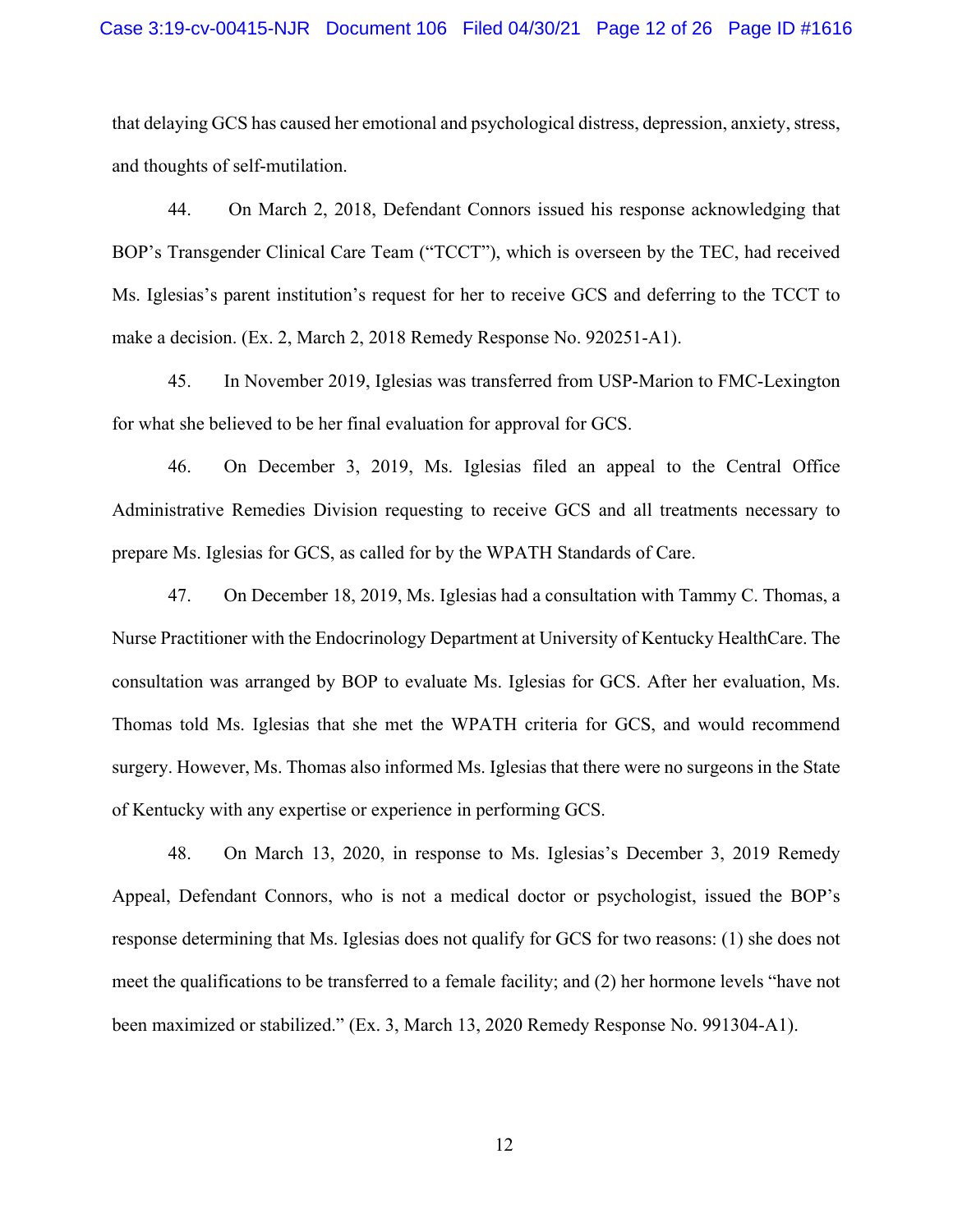that delaying GCS has caused her emotional and psychological distress, depression, anxiety, stress, and thoughts of self-mutilation.

44. On March 2, 2018, Defendant Connors issued his response acknowledging that BOP's Transgender Clinical Care Team ("TCCT"), which is overseen by the TEC, had received Ms. Iglesias's parent institution's request for her to receive GCS and deferring to the TCCT to make a decision. (Ex. 2, March 2, 2018 Remedy Response No. 920251-A1).

45. In November 2019, Iglesias was transferred from USP-Marion to FMC-Lexington for what she believed to be her final evaluation for approval for GCS.

46. On December 3, 2019, Ms. Iglesias filed an appeal to the Central Office Administrative Remedies Division requesting to receive GCS and all treatments necessary to prepare Ms. Iglesias for GCS, as called for by the WPATH Standards of Care.

47. On December 18, 2019, Ms. Iglesias had a consultation with Tammy C. Thomas, a Nurse Practitioner with the Endocrinology Department at University of Kentucky HealthCare. The consultation was arranged by BOP to evaluate Ms. Iglesias for GCS. After her evaluation, Ms. Thomas told Ms. Iglesias that she met the WPATH criteria for GCS, and would recommend surgery. However, Ms. Thomas also informed Ms. Iglesias that there were no surgeons in the State of Kentucky with any expertise or experience in performing GCS.

48. On March 13, 2020, in response to Ms. Iglesias's December 3, 2019 Remedy Appeal, Defendant Connors, who is not a medical doctor or psychologist, issued the BOP's response determining that Ms. Iglesias does not qualify for GCS for two reasons: (1) she does not meet the qualifications to be transferred to a female facility; and (2) her hormone levels "have not been maximized or stabilized." (Ex. 3, March 13, 2020 Remedy Response No. 991304-A1).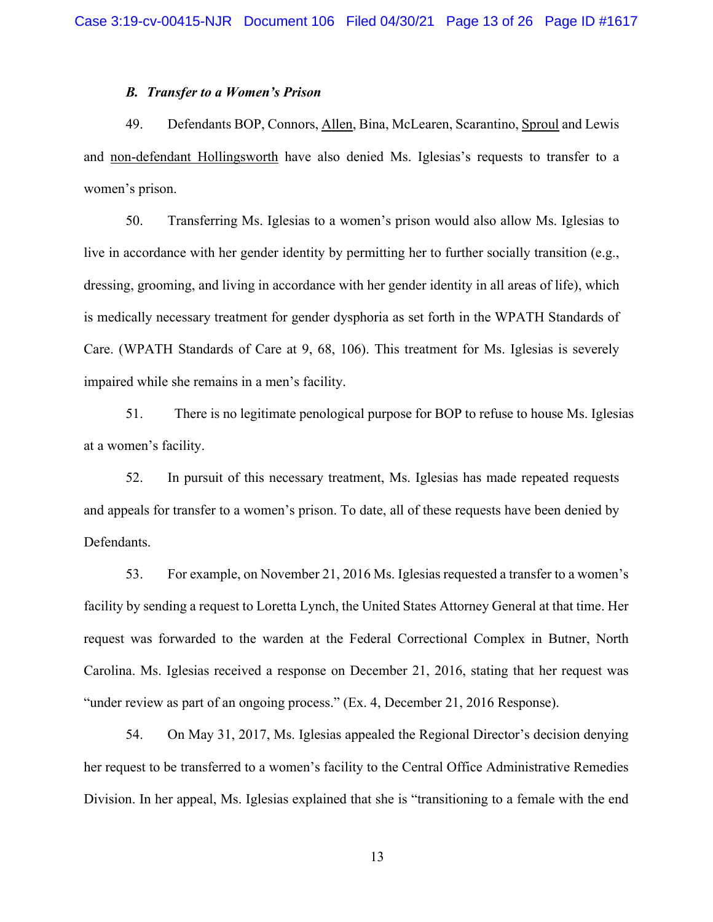### *B. Transfer to a Women's Prison*

49. Defendants BOP, Connors, <u>Allen</u>, Bina, McLearen, Scarantino, <u>Sproul</u> and Lewis and <u>non-defendant Hollingsworth</u> have also denied Ms. Iglesias's requests to transfer to a women's prison.

50. Transferring Ms. Iglesias to a women's prison would also allow Ms. Iglesias to live in accordance with her gender identity by permitting her to further socially transition (e.g., dressing, grooming, and living in accordance with her gender identity in all areas of life), which is medically necessary treatment for gender dysphoria as set forth in the WPATH Standards of Care. (WPATH Standards of Care at 9, 68, 106). This treatment for Ms. Iglesias is severely impaired while she remains in a men's facility.

51. There is no legitimate penological purpose for BOP to refuse to house Ms. Iglesias at a women's facility.

52. In pursuit of this necessary treatment, Ms. Iglesias has made repeated requests and appeals for transfer to a women's prison. To date, all of these requests have been denied by Defendants.

53. For example, on November 21, 2016 Ms. Iglesias requested a transfer to a women's facility by sending a request to Loretta Lynch, the United States Attorney General at that time. Her request was forwarded to the warden at the Federal Correctional Complex in Butner, North Carolina. Ms. Iglesias received a response on December 21, 2016, stating that her request was "under review as part of an ongoing process." (Ex. 4, December 21, 2016 Response).

54. On May 31, 2017, Ms. Iglesias appealed the Regional Director's decision denying her request to be transferred to a women's facility to the Central Office Administrative Remedies Division. In her appeal, Ms. Iglesias explained that she is "transitioning to a female with the end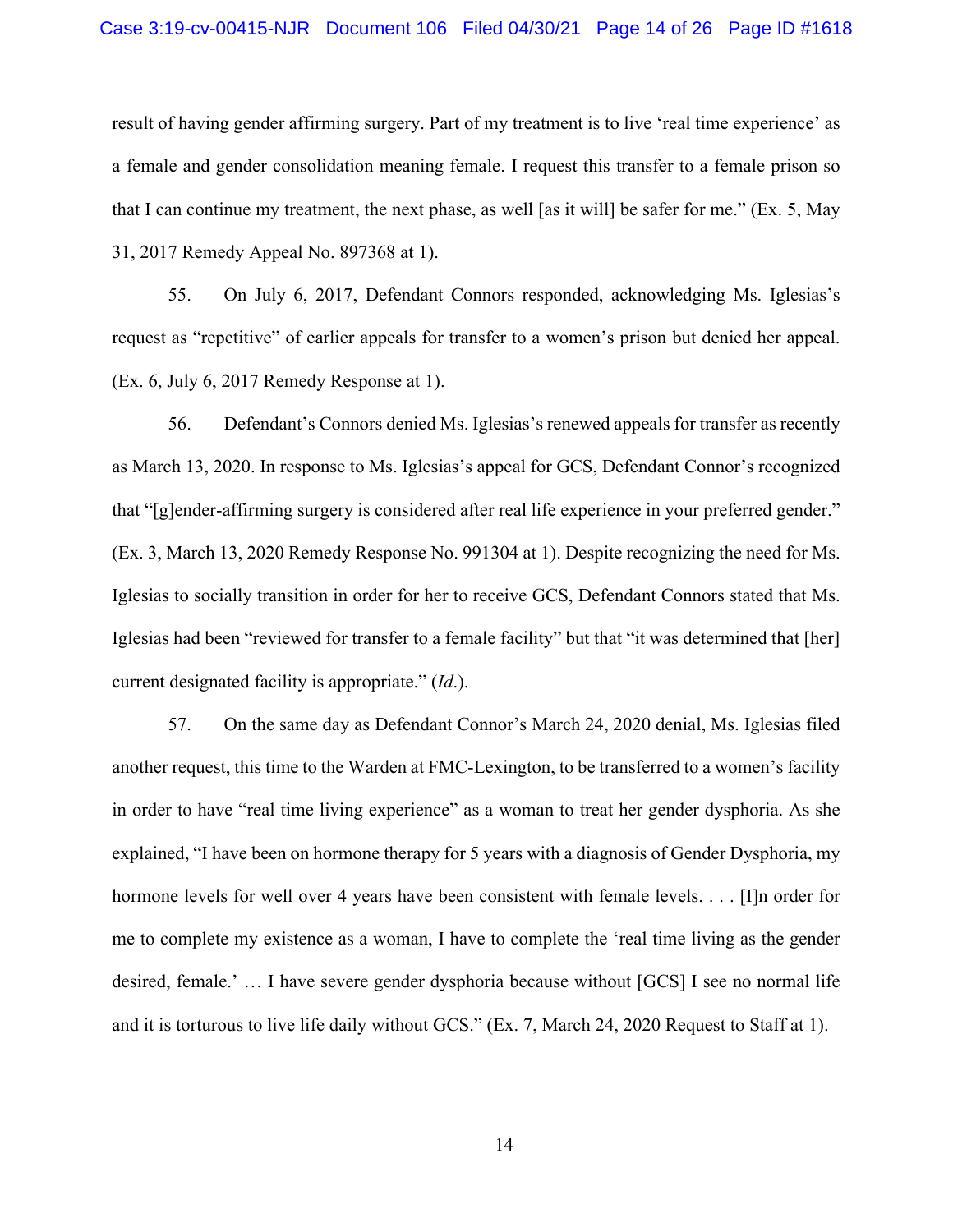result of having gender affirming surgery. Part of my treatment is to live 'real time experience' as a female and gender consolidation meaning female. I request this transfer to a female prison so that I can continue my treatment, the next phase, as well [as it will] be safer for me." (Ex. 5, May 31, 2017 Remedy Appeal No. 897368 at 1).

55. On July 6, 2017, Defendant Connors responded, acknowledging Ms. Iglesias's request as "repetitive" of earlier appeals for transfer to a women's prison but denied her appeal. (Ex. 6, July 6, 2017 Remedy Response at 1).

56. Defendant's Connors denied Ms. Iglesias's renewed appeals for transfer as recently as March 13, 2020. In response to Ms. Iglesias's appeal for GCS, Defendant Connor's recognized that "[g]ender-affirming surgery is considered after real life experience in your preferred gender." (Ex. 3, March 13, 2020 Remedy Response No. 991304 at 1). Despite recognizing the need for Ms. Iglesias to socially transition in order for her to receive GCS, Defendant Connors stated that Ms. Iglesias had been "reviewed for transfer to a female facility" but that "it was determined that [her] current designated facility is appropriate." (*Id*.).

57. On the same day as Defendant Connor's March 24, 2020 denial, Ms. Iglesias filed another request, this time to the Warden at FMC-Lexington, to be transferred to a women's facility in order to have "real time living experience" as a woman to treat her gender dysphoria. As she explained, "I have been on hormone therapy for 5 years with a diagnosis of Gender Dysphoria, my hormone levels for well over 4 years have been consistent with female levels. . . . [I]n order for me to complete my existence as a woman, I have to complete the 'real time living as the gender desired, female.' … I have severe gender dysphoria because without [GCS] I see no normal life and it is torturous to live life daily without GCS." (Ex. 7, March 24, 2020 Request to Staff at 1).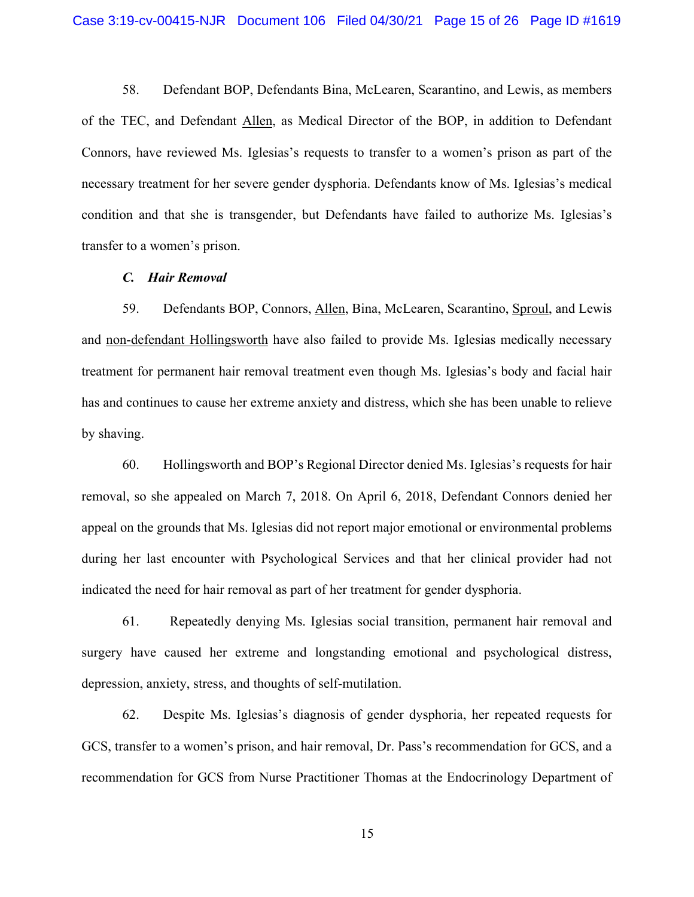58. Defendant BOP, Defendants Bina, McLearen, Scarantino, and Lewis, as members of the TEC, and Defendant Allen, as Medical Director of the BOP, in addition to Defendant Connors, have reviewed Ms. Iglesias's requests to transfer to a women's prison as part of the necessary treatment for her severe gender dysphoria. Defendants know of Ms. Iglesias's medical condition and that she is transgender, but Defendants have failed to authorize Ms. Iglesias's transfer to a women's prison.

***C. Hair Removal***

59. Defendants BOP, Connors, Allen, Bina, McLearen, Scarantino, Sproul, and Lewis and non-defendant Hollingsworth have also failed to provide Ms. Iglesias medically necessary treatment for permanent hair removal treatment even though Ms. Iglesias's body and facial hair has and continues to cause her extreme anxiety and distress, which she has been unable to relieve by shaving.

60. Hollingsworth and BOP's Regional Director denied Ms. Iglesias's requests for hair removal, so she appealed on March 7, 2018. On April 6, 2018, Defendant Connors denied her appeal on the grounds that Ms. Iglesias did not report major emotional or environmental problems during her last encounter with Psychological Services and that her clinical provider had not indicated the need for hair removal as part of her treatment for gender dysphoria.

61. Repeatedly denying Ms. Iglesias social transition, permanent hair removal and surgery have caused her extreme and longstanding emotional and psychological distress, depression, anxiety, stress, and thoughts of self-mutilation.

62. Despite Ms. Iglesias's diagnosis of gender dysphoria, her repeated requests for GCS, transfer to a women's prison, and hair removal, Dr. Pass's recommendation for GCS, and a recommendation for GCS from Nurse Practitioner Thomas at the Endocrinology Department of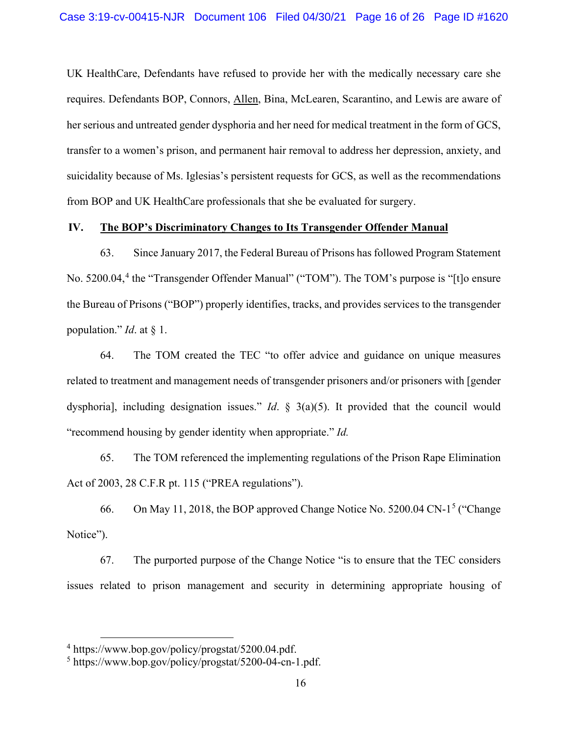UK HealthCare, Defendants have refused to provide her with the medically necessary care she requires. Defendants BOP, Connors, Allen, Bina, McLearen, Scarantino, and Lewis are aware of her serious and untreated gender dysphoria and her need for medical treatment in the form of GCS, transfer to a women's prison, and permanent hair removal to address her depression, anxiety, and suicidality because of Ms. Iglesias's persistent requests for GCS, as well as the recommendations from BOP and UK HealthCare professionals that she be evaluated for surgery.

## IV. The BOP's Discriminatory Changes to Its Transgender Offender Manual

63. Since January 2017, the Federal Bureau of Prisons has followed Program Statement No. 5200.04,[4] the "Transgender Offender Manual" ("TOM"). The TOM's purpose is "[t]o ensure the Bureau of Prisons ("BOP") properly identifies, tracks, and provides services to the transgender population." *Id*. at § 1.

64. The TOM created the TEC "to offer advice and guidance on unique measures related to treatment and management needs of transgender prisoners and/or prisoners with [gender dysphoria], including designation issues." *Id*. § 3(a)(5). It provided that the council would "recommend housing by gender identity when appropriate." *Id.*

65. The TOM referenced the implementing regulations of the Prison Rape Elimination Act of 2003, 28 C.F.R pt. 115 ("PREA regulations").

66. On May 11, 2018, the BOP approved Change Notice No. 5200.04 CN-1[5] ("Change Notice").

67. The purported purpose of the Change Notice "is to ensure that the TEC considers issues related to prison management and security in determining appropriate housing of

---

[4] https://www.bop.gov/policy/progstat/5200.04.pdf.

[5] https://www.bop.gov/policy/progstat/5200-04-cn-1.pdf.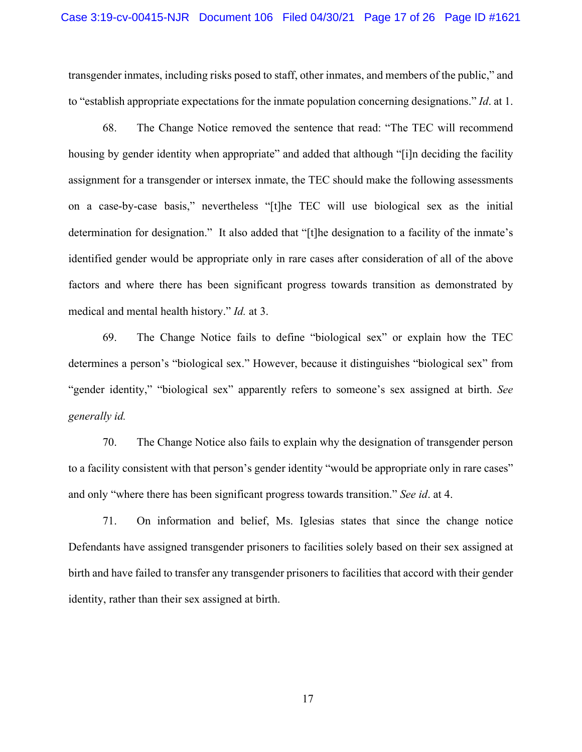transgender inmates, including risks posed to staff, other inmates, and members of the public," and to "establish appropriate expectations for the inmate population concerning designations." *Id*. at 1.

68. The Change Notice removed the sentence that read: "The TEC will recommend housing by gender identity when appropriate" and added that although "[i]n deciding the facility assignment for a transgender or intersex inmate, the TEC should make the following assessments on a case-by-case basis," nevertheless "[t]he TEC will use biological sex as the initial determination for designation." It also added that "[t]he designation to a facility of the inmate's identified gender would be appropriate only in rare cases after consideration of all of the above factors and where there has been significant progress towards transition as demonstrated by medical and mental health history." *Id.* at 3.

69. The Change Notice fails to define "biological sex" or explain how the TEC determines a person's "biological sex." However, because it distinguishes "biological sex" from "gender identity," "biological sex" apparently refers to someone's sex assigned at birth. *See generally id.*

70. The Change Notice also fails to explain why the designation of transgender person to a facility consistent with that person's gender identity "would be appropriate only in rare cases" and only "where there has been significant progress towards transition." *See id*. at 4.

71. On information and belief, Ms. Iglesias states that since the change notice Defendants have assigned transgender prisoners to facilities solely based on their sex assigned at birth and have failed to transfer any transgender prisoners to facilities that accord with their gender identity, rather than their sex assigned at birth.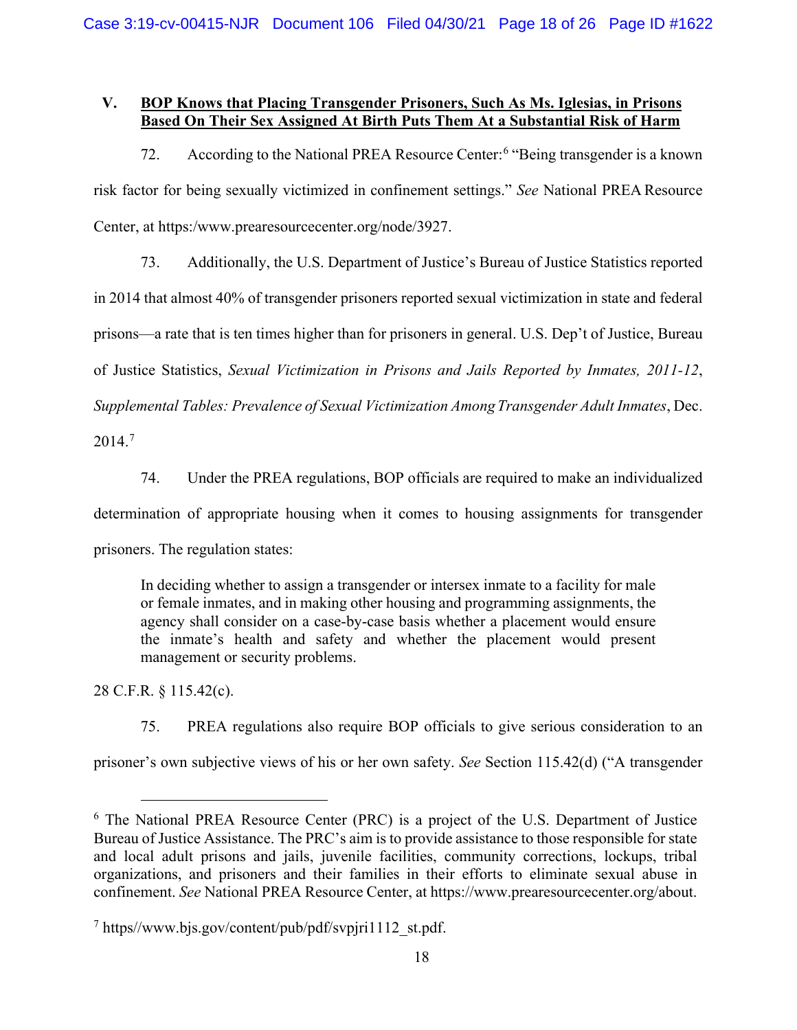## V. BOP Knows that Placing Transgender Prisoners, Such As Ms. Iglesias, in Prisons Based On Their Sex Assigned At Birth Puts Them At a Substantial Risk of Harm

72. According to the National PREA Resource Center:[6] "Being transgender is a known risk factor for being sexually victimized in confinement settings." *See* National PREA Resource Center, at https:/www.prearesourcecenter.org/node/3927.

73. Additionally, the U.S. Department of Justice's Bureau of Justice Statistics reported in 2014 that almost 40% of transgender prisoners reported sexual victimization in state and federal prisons—a rate that is ten times higher than for prisoners in general. U.S. Dep't of Justice, Bureau of Justice Statistics, *Sexual Victimization in Prisons and Jails Reported by Inmates, 2011-12*, *Supplemental Tables: Prevalence of Sexual Victimization Among Transgender Adult Inmates*, Dec. 2014.[7]

74. Under the PREA regulations, BOP officials are required to make an individualized determination of appropriate housing when it comes to housing assignments for transgender prisoners. The regulation states:

> In deciding whether to assign a transgender or intersex inmate to a facility for male or female inmates, and in making other housing and programming assignments, the agency shall consider on a case-by-case basis whether a placement would ensure the inmate's health and safety and whether the placement would present management or security problems.

28 C.F.R. § 115.42(c).

75. PREA regulations also require BOP officials to give serious consideration to an prisoner's own subjective views of his or her own safety. *See* Section 115.42(d) ("A transgender

---

[6] The National PREA Resource Center (PRC) is a project of the U.S. Department of Justice Bureau of Justice Assistance. The PRC's aim is to provide assistance to those responsible for state and local adult prisons and jails, juvenile facilities, community corrections, lockups, tribal organizations, and prisoners and their families in their efforts to eliminate sexual abuse in confinement. *See* National PREA Resource Center, at https://www.prearesourcecenter.org/about.

[7] https//www.bjs.gov/content/pub/pdf/svpjri1112_st.pdf.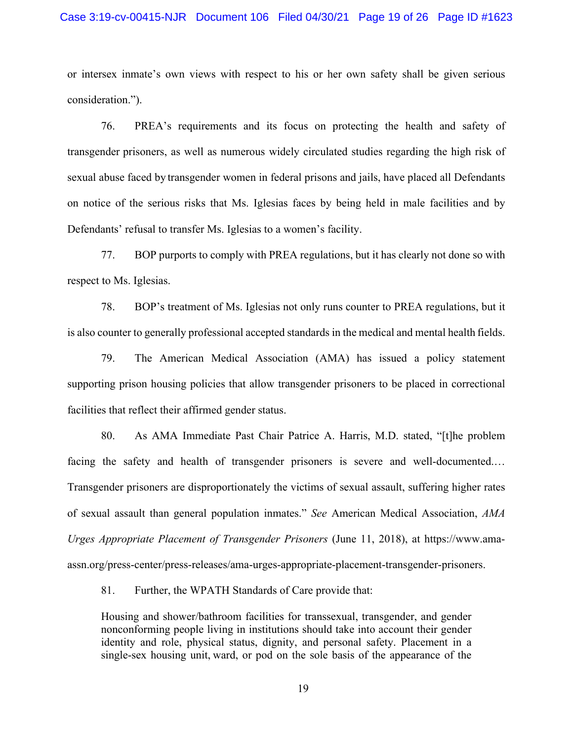or intersex inmate's own views with respect to his or her own safety shall be given serious consideration.").

76. PREA's requirements and its focus on protecting the health and safety of transgender prisoners, as well as numerous widely circulated studies regarding the high risk of sexual abuse faced by transgender women in federal prisons and jails, have placed all Defendants on notice of the serious risks that Ms. Iglesias faces by being held in male facilities and by Defendants' refusal to transfer Ms. Iglesias to a women's facility.

77. BOP purports to comply with PREA regulations, but it has clearly not done so with respect to Ms. Iglesias.

78. BOP's treatment of Ms. Iglesias not only runs counter to PREA regulations, but it is also counter to generally professional accepted standards in the medical and mental health fields.

79. The American Medical Association (AMA) has issued a policy statement supporting prison housing policies that allow transgender prisoners to be placed in correctional facilities that reflect their affirmed gender status.

80. As AMA Immediate Past Chair Patrice A. Harris, M.D. stated, "[t]he problem facing the safety and health of transgender prisoners is severe and well-documented.… Transgender prisoners are disproportionately the victims of sexual assault, suffering higher rates of sexual assault than general population inmates." *See* American Medical Association, *AMA Urges Appropriate Placement of Transgender Prisoners* (June 11, 2018), at https://www.ama-assn.org/press-center/press-releases/ama-urges-appropriate-placement-transgender-prisoners.

81. Further, the WPATH Standards of Care provide that:

> Housing and shower/bathroom facilities for transsexual, transgender, and gender nonconforming people living in institutions should take into account their gender identity and role, physical status, dignity, and personal safety. Placement in a single-sex housing unit, ward, or pod on the sole basis of the appearance of the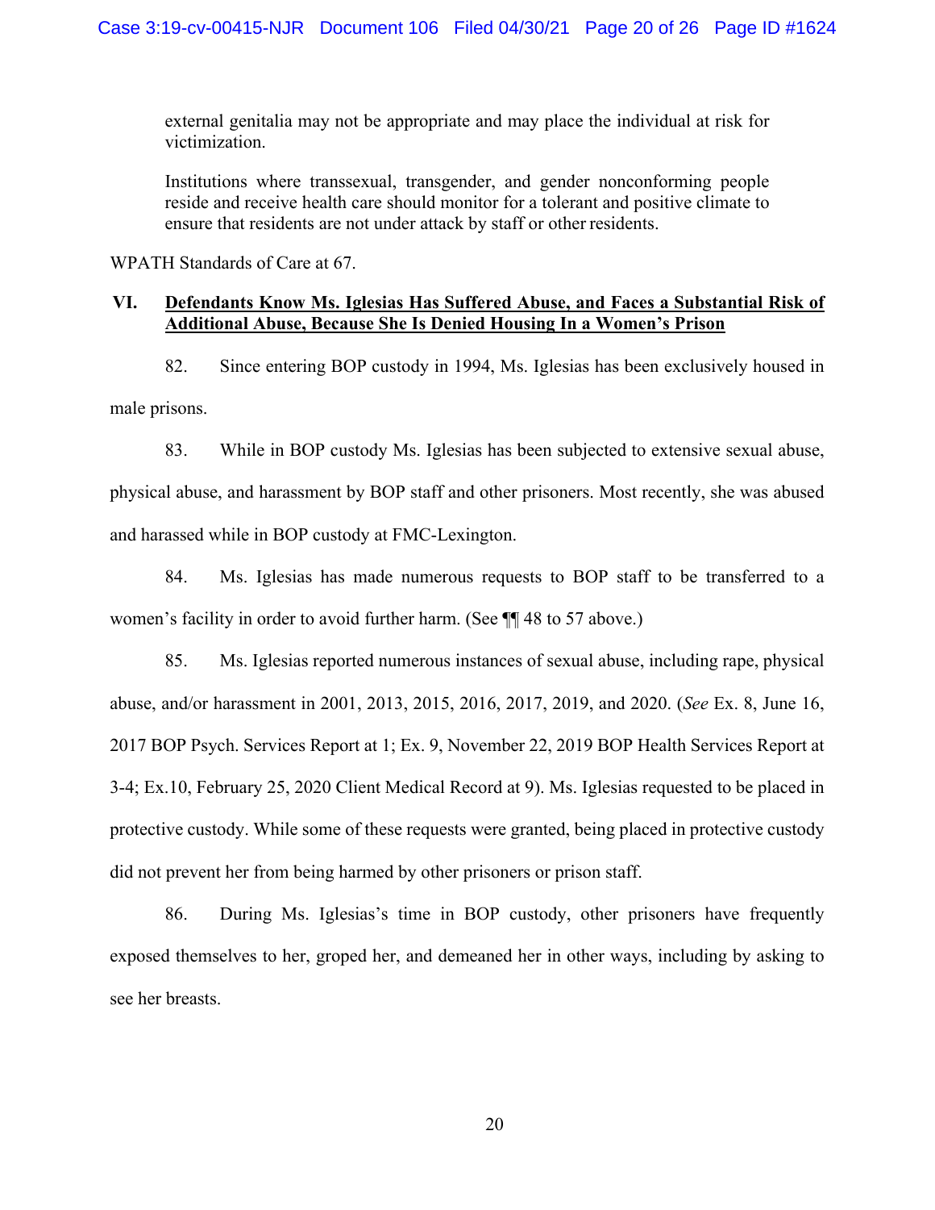> external genitalia may not be appropriate and may place the individual at risk for victimization.
>
> Institutions where transsexual, transgender, and gender nonconforming people reside and receive health care should monitor for a tolerant and positive climate to ensure that residents are not under attack by staff or other residents.

WPATH Standards of Care at 67.

## VI. Defendants Know Ms. Iglesias Has Suffered Abuse, and Faces a Substantial Risk of Additional Abuse, Because She Is Denied Housing In a Women's Prison

82. Since entering BOP custody in 1994, Ms. Iglesias has been exclusively housed in male prisons.

83. While in BOP custody Ms. Iglesias has been subjected to extensive sexual abuse, physical abuse, and harassment by BOP staff and other prisoners. Most recently, she was abused and harassed while in BOP custody at FMC-Lexington.

84. Ms. Iglesias has made numerous requests to BOP staff to be transferred to a women's facility in order to avoid further harm. (See ¶¶ 48 to 57 above.)

85. Ms. Iglesias reported numerous instances of sexual abuse, including rape, physical abuse, and/or harassment in 2001, 2013, 2015, 2016, 2017, 2019, and 2020. (*See* Ex. 8, June 16, 2017 BOP Psych. Services Report at 1; Ex. 9, November 22, 2019 BOP Health Services Report at 3-4; Ex.10, February 25, 2020 Client Medical Record at 9). Ms. Iglesias requested to be placed in protective custody. While some of these requests were granted, being placed in protective custody did not prevent her from being harmed by other prisoners or prison staff.

86. During Ms. Iglesias's time in BOP custody, other prisoners have frequently exposed themselves to her, groped her, and demeaned her in other ways, including by asking to see her breasts.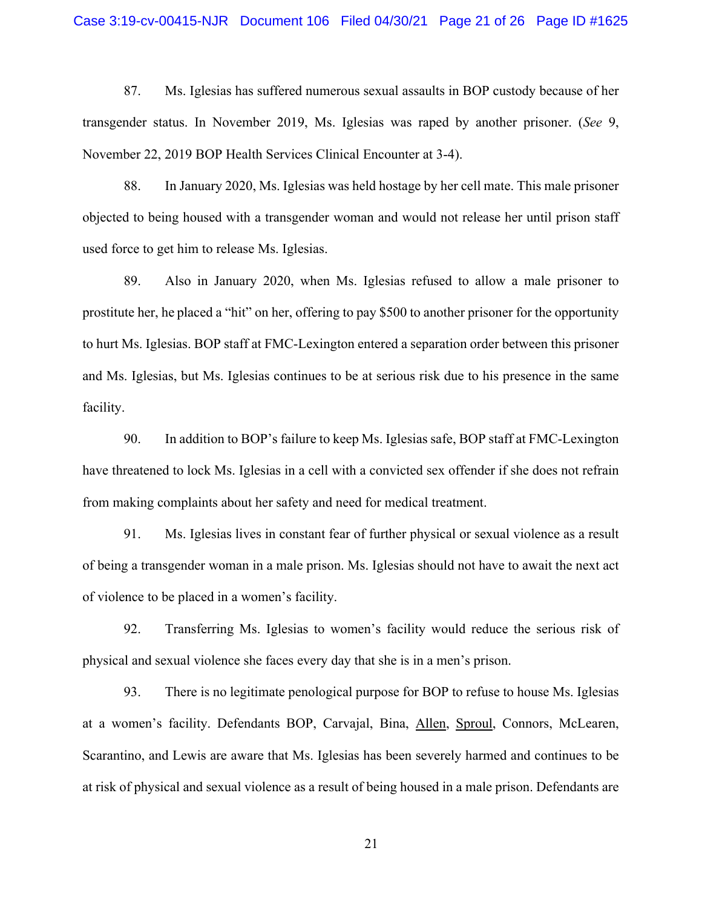87. Ms. Iglesias has suffered numerous sexual assaults in BOP custody because of her transgender status. In November 2019, Ms. Iglesias was raped by another prisoner. (*See* 9, November 22, 2019 BOP Health Services Clinical Encounter at 3-4).

88. In January 2020, Ms. Iglesias was held hostage by her cell mate. This male prisoner objected to being housed with a transgender woman and would not release her until prison staff used force to get him to release Ms. Iglesias.

89. Also in January 2020, when Ms. Iglesias refused to allow a male prisoner to prostitute her, he placed a "hit" on her, offering to pay $500 to another prisoner for the opportunity to hurt Ms. Iglesias. BOP staff at FMC-Lexington entered a separation order between this prisoner and Ms. Iglesias, but Ms. Iglesias continues to be at serious risk due to his presence in the same facility.

90. In addition to BOP's failure to keep Ms. Iglesias safe, BOP staff at FMC-Lexington have threatened to lock Ms. Iglesias in a cell with a convicted sex offender if she does not refrain from making complaints about her safety and need for medical treatment.

91. Ms. Iglesias lives in constant fear of further physical or sexual violence as a result of being a transgender woman in a male prison. Ms. Iglesias should not have to await the next act of violence to be placed in a women's facility.

92. Transferring Ms. Iglesias to women's facility would reduce the serious risk of physical and sexual violence she faces every day that she is in a men's prison.

93. There is no legitimate penological purpose for BOP to refuse to house Ms. Iglesias at a women's facility. Defendants BOP, Carvajal, Bina, <u>Allen</u>, <u>Sproul</u>, Connors, McLearen, Scarantino, and Lewis are aware that Ms. Iglesias has been severely harmed and continues to be at risk of physical and sexual violence as a result of being housed in a male prison. Defendants are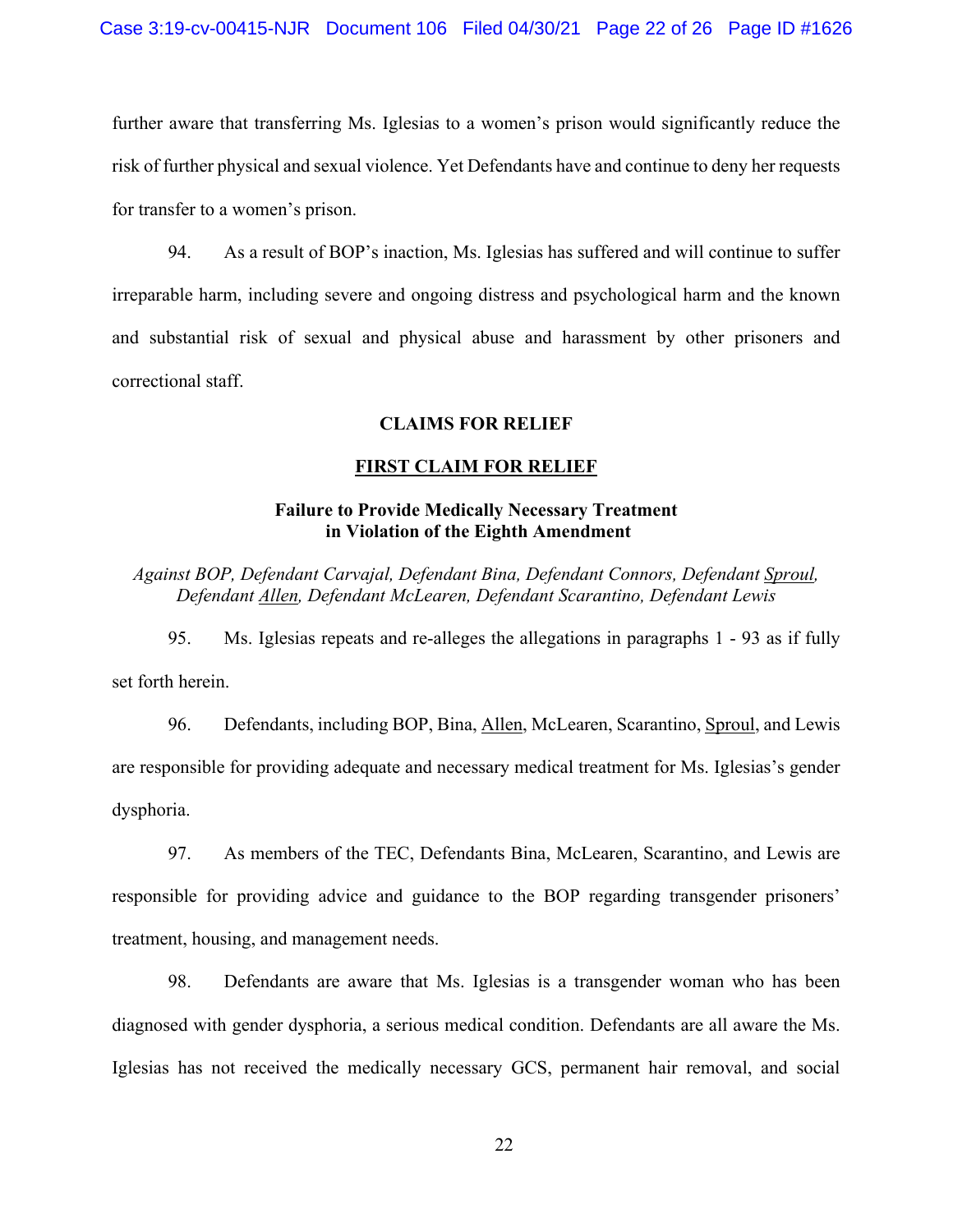further aware that transferring Ms. Iglesias to a women's prison would significantly reduce the risk of further physical and sexual violence. Yet Defendants have and continue to deny her requests for transfer to a women's prison.

94. As a result of BOP's inaction, Ms. Iglesias has suffered and will continue to suffer irreparable harm, including severe and ongoing distress and psychological harm and the known and substantial risk of sexual and physical abuse and harassment by other prisoners and correctional staff.

## CLAIMS FOR RELIEF

### FIRST CLAIM FOR RELIEF

**Failure to Provide Medically Necessary Treatment in Violation of the Eighth Amendment**

*Against BOP, Defendant Carvajal, Defendant Bina, Defendant Connors, Defendant Sproul, Defendant Allen, Defendant McLearen, Defendant Scarantino, Defendant Lewis*

95. Ms. Iglesias repeats and re-alleges the allegations in paragraphs 1 - 93 as if fully set forth herein.

96. Defendants, including BOP, Bina, Allen, McLearen, Scarantino, Sproul, and Lewis are responsible for providing adequate and necessary medical treatment for Ms. Iglesias's gender dysphoria.

97. As members of the TEC, Defendants Bina, McLearen, Scarantino, and Lewis are responsible for providing advice and guidance to the BOP regarding transgender prisoners' treatment, housing, and management needs.

98. Defendants are aware that Ms. Iglesias is a transgender woman who has been diagnosed with gender dysphoria, a serious medical condition. Defendants are all aware the Ms. Iglesias has not received the medically necessary GCS, permanent hair removal, and social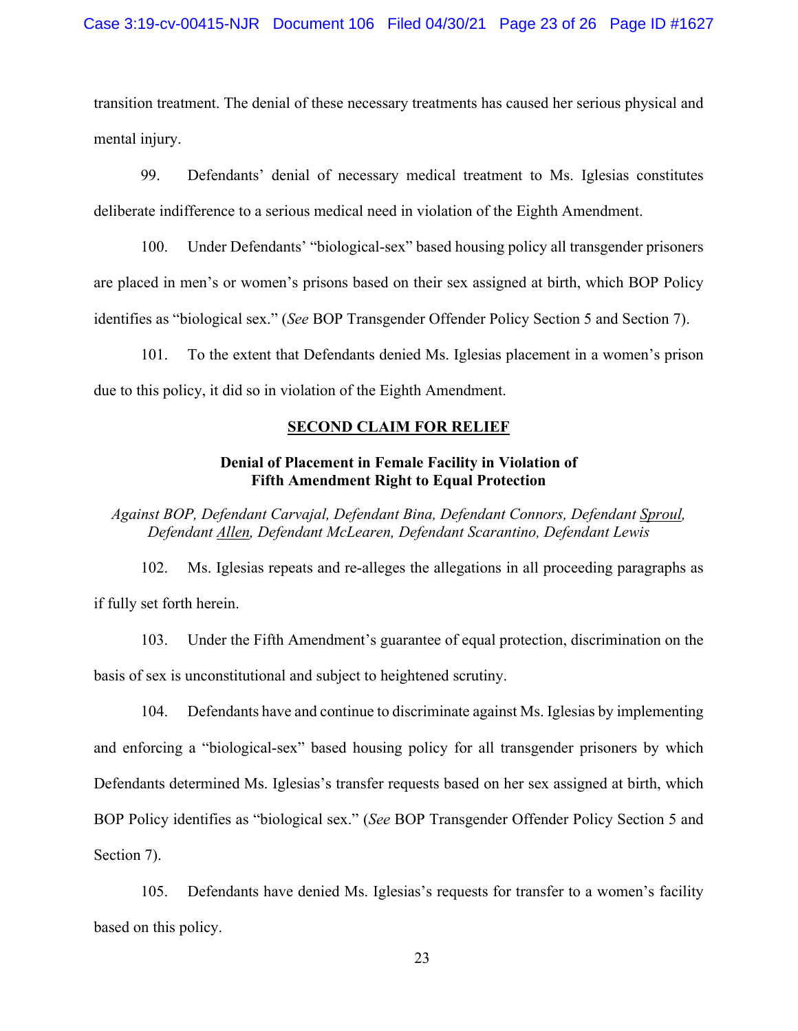transition treatment. The denial of these necessary treatments has caused her serious physical and mental injury.

99. Defendants' denial of necessary medical treatment to Ms. Iglesias constitutes deliberate indifference to a serious medical need in violation of the Eighth Amendment.

100. Under Defendants' "biological-sex" based housing policy all transgender prisoners are placed in men's or women's prisons based on their sex assigned at birth, which BOP Policy identifies as "biological sex." (*See* BOP Transgender Offender Policy Section 5 and Section 7).

101. To the extent that Defendants denied Ms. Iglesias placement in a women's prison due to this policy, it did so in violation of the Eighth Amendment.

## SECOND CLAIM FOR RELIEF

### Denial of Placement in Female Facility in Violation of Fifth Amendment Right to Equal Protection

*Against BOP, Defendant Carvajal, Defendant Bina, Defendant Connors, Defendant Sproul, Defendant Allen, Defendant McLearen, Defendant Scarantino, Defendant Lewis*

102. Ms. Iglesias repeats and re-alleges the allegations in all proceeding paragraphs as if fully set forth herein.

103. Under the Fifth Amendment's guarantee of equal protection, discrimination on the basis of sex is unconstitutional and subject to heightened scrutiny.

104. Defendants have and continue to discriminate against Ms. Iglesias by implementing and enforcing a "biological-sex" based housing policy for all transgender prisoners by which Defendants determined Ms. Iglesias's transfer requests based on her sex assigned at birth, which BOP Policy identifies as "biological sex." (*See* BOP Transgender Offender Policy Section 5 and Section 7).

105. Defendants have denied Ms. Iglesias's requests for transfer to a women's facility based on this policy.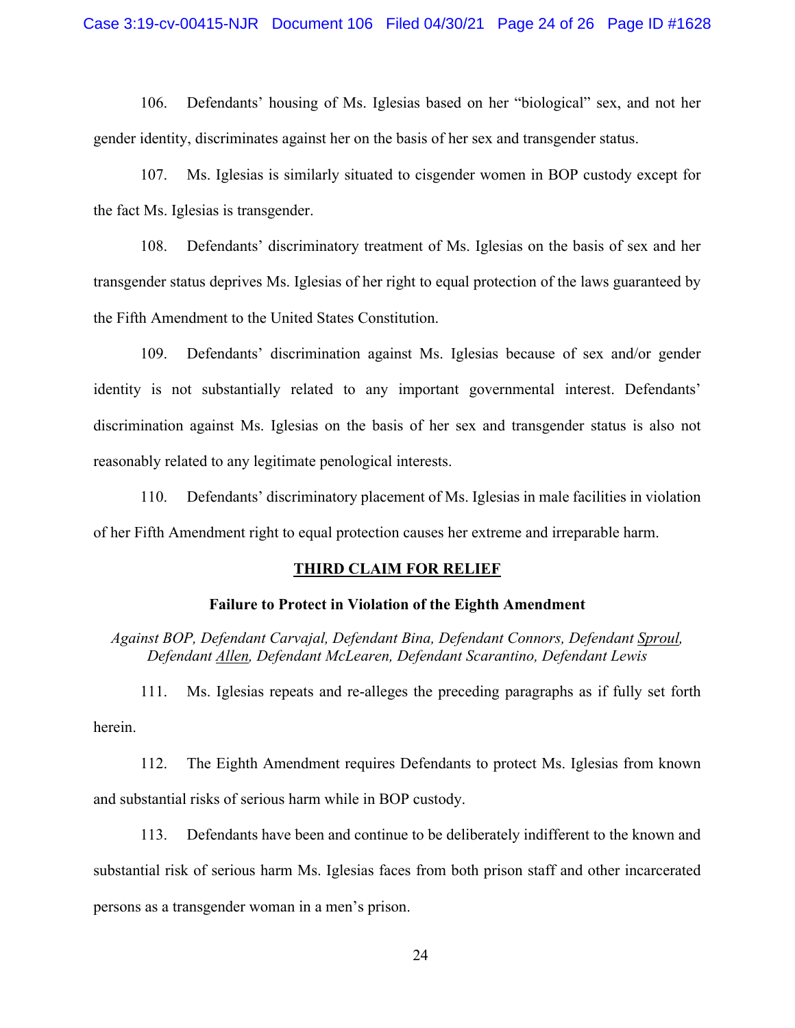106. Defendants' housing of Ms. Iglesias based on her "biological" sex, and not her gender identity, discriminates against her on the basis of her sex and transgender status.

107. Ms. Iglesias is similarly situated to cisgender women in BOP custody except for the fact Ms. Iglesias is transgender.

108. Defendants' discriminatory treatment of Ms. Iglesias on the basis of sex and her transgender status deprives Ms. Iglesias of her right to equal protection of the laws guaranteed by the Fifth Amendment to the United States Constitution.

109. Defendants' discrimination against Ms. Iglesias because of sex and/or gender identity is not substantially related to any important governmental interest. Defendants' discrimination against Ms. Iglesias on the basis of her sex and transgender status is also not reasonably related to any legitimate penological interests.

110. Defendants' discriminatory placement of Ms. Iglesias in male facilities in violation of her Fifth Amendment right to equal protection causes her extreme and irreparable harm.

## <u>THIRD CLAIM FOR RELIEF</u>

### Failure to Protect in Violation of the Eighth Amendment

*Against BOP, Defendant Carvajal, Defendant Bina, Defendant Connors, Defendant <u>Sproul</u>, Defendant <u>Allen</u>, Defendant McLearen, Defendant Scarantino, Defendant Lewis*

111. Ms. Iglesias repeats and re-alleges the preceding paragraphs as if fully set forth herein.

112. The Eighth Amendment requires Defendants to protect Ms. Iglesias from known and substantial risks of serious harm while in BOP custody.

113. Defendants have been and continue to be deliberately indifferent to the known and substantial risk of serious harm Ms. Iglesias faces from both prison staff and other incarcerated persons as a transgender woman in a men's prison.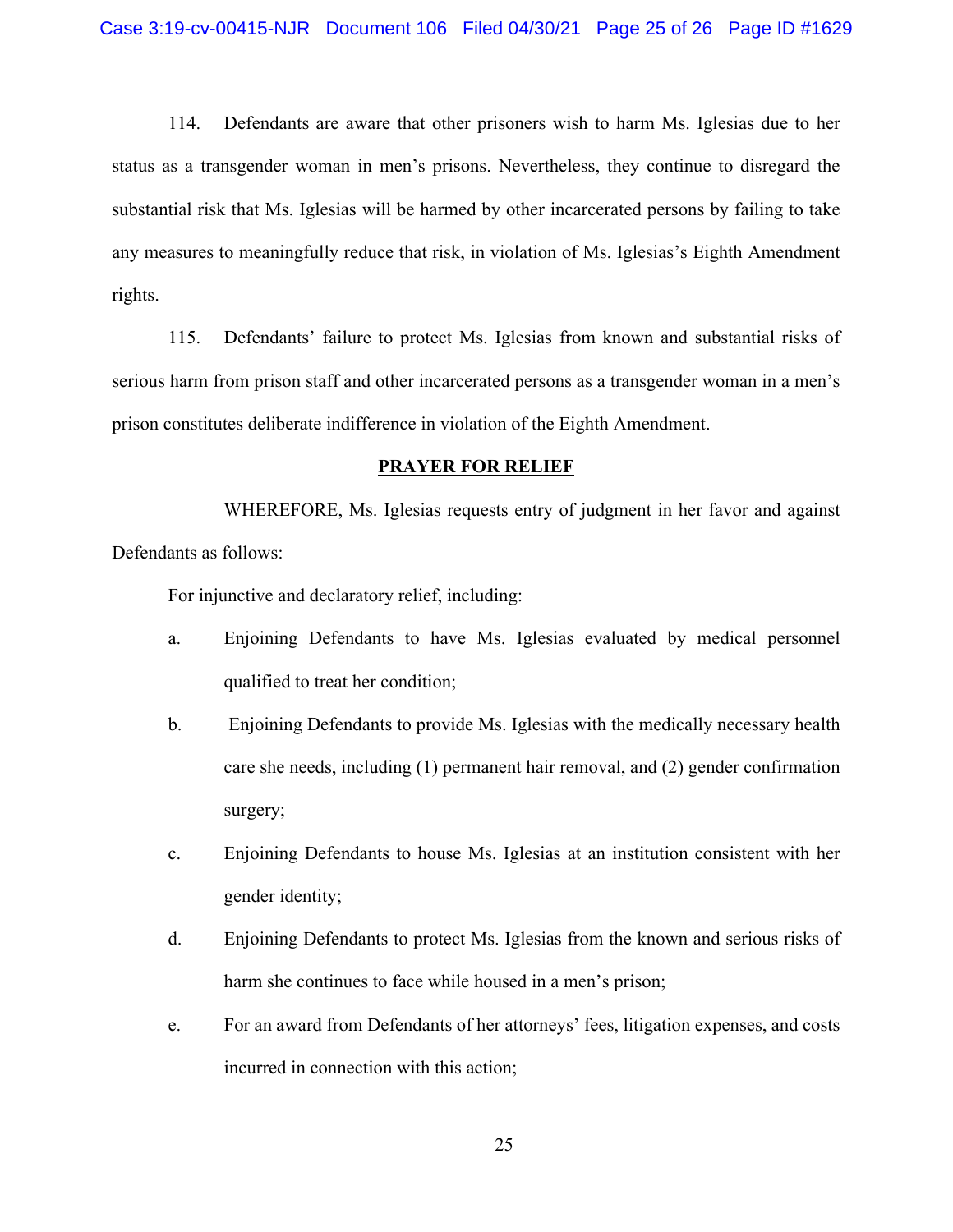114. Defendants are aware that other prisoners wish to harm Ms. Iglesias due to her status as a transgender woman in men's prisons. Nevertheless, they continue to disregard the substantial risk that Ms. Iglesias will be harmed by other incarcerated persons by failing to take any measures to meaningfully reduce that risk, in violation of Ms. Iglesias's Eighth Amendment rights.

115. Defendants' failure to protect Ms. Iglesias from known and substantial risks of serious harm from prison staff and other incarcerated persons as a transgender woman in a men's prison constitutes deliberate indifference in violation of the Eighth Amendment.

## PRAYER FOR RELIEF

WHEREFORE, Ms. Iglesias requests entry of judgment in her favor and against Defendants as follows:

For injunctive and declaratory relief, including:

a. Enjoining Defendants to have Ms. Iglesias evaluated by medical personnel qualified to treat her condition;

b. Enjoining Defendants to provide Ms. Iglesias with the medically necessary health care she needs, including (1) permanent hair removal, and (2) gender confirmation surgery;

c. Enjoining Defendants to house Ms. Iglesias at an institution consistent with her gender identity;

d. Enjoining Defendants to protect Ms. Iglesias from the known and serious risks of harm she continues to face while housed in a men's prison;

e. For an award from Defendants of her attorneys' fees, litigation expenses, and costs incurred in connection with this action;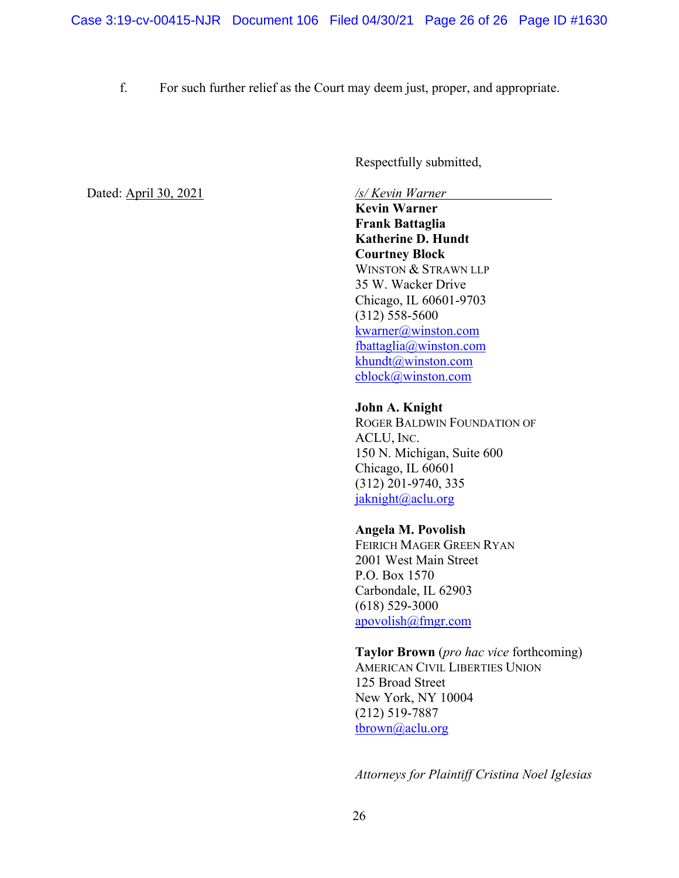f. For such further relief as the Court may deem just, proper, and appropriate.

Respectfully submitted,

Dated: April 30, 2021

*/s/ Kevin Warner*

**Kevin Warner**
**Frank Battaglia**
**Katherine D. Hundt**
**Courtney Block**
WINSTON & STRAWN LLP
35 W. Wacker Drive
Chicago, IL 60601-9703
(312) 558-5600
kwarner@winston.com
fbattaglia@winston.com
khundt@winston.com
cblock@winston.com

**John A. Knight**
ROGER BALDWIN FOUNDATION OF ACLU, INC.
150 N. Michigan, Suite 600
Chicago, IL 60601
(312) 201-9740, 335
jaknight@aclu.org

**Angela M. Povolish**
FEIRICH MAGER GREEN RYAN
2001 West Main Street
P.O. Box 1570
Carbondale, IL 62903
(618) 529-3000
apovolish@fmgr.com

**Taylor Brown** (*pro hac vice* forthcoming)
AMERICAN CIVIL LIBERTIES UNION
125 Broad Street
New York, NY 10004
(212) 519-7887
tbrown@aclu.org

*Attorneys for Plaintiff Cristina Noel Iglesias*